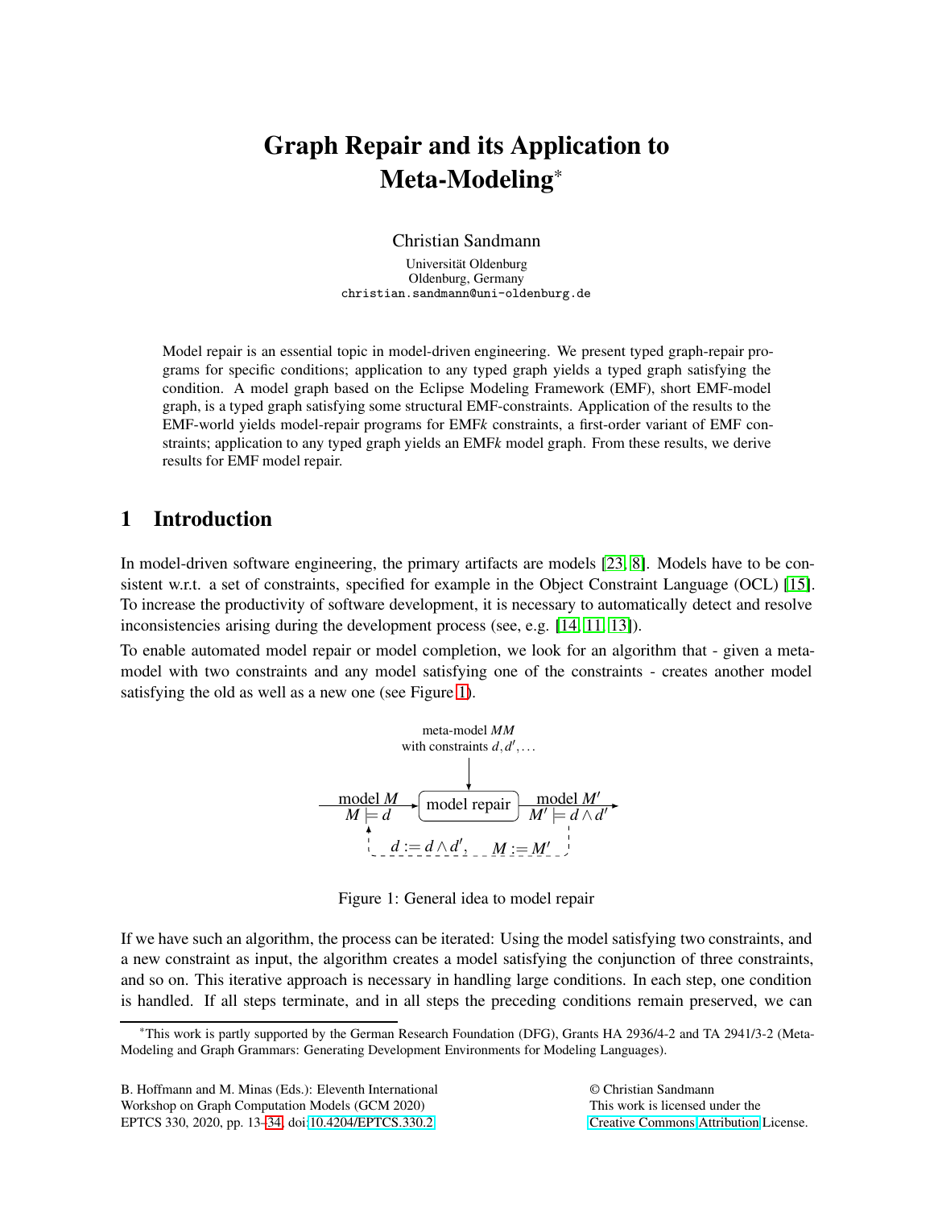# Graph Repair and its Application to Meta-Modeling*

Christian Sandmann

Universität Oldenburg
Oldenburg, Germany
christian.sandmann@uni-oldenburg.de

Model repair is an essential topic in model-driven engineering. We present typed graph-repair programs for specific conditions; application to any typed graph yields a typed graph satisfying the condition. A model graph based on the Eclipse Modeling Framework (EMF), short EMF-model graph, is a typed graph satisfying some structural EMF-constraints. Application of the results to the EMF-world yields model-repair programs for EMF*k* constraints, a first-order variant of EMF constraints; application to any typed graph yields an EMF*k* model graph. From these results, we derive results for EMF model repair.

## 1 Introduction

In model-driven software engineering, the primary artifacts are models [23, 8]. Models have to be consistent w.r.t. a set of constraints, specified for example in the Object Constraint Language (OCL) [15]. To increase the productivity of software development, it is necessary to automatically detect and resolve inconsistencies arising during the development process (see, e.g. [14, 11, 13]).

To enable automated model repair or model completion, we look for an algorithm that - given a meta-model with two constraints and any model satisfying one of the constraints - creates another model satisfying the old as well as a new one (see Figure 1).

meta-model $MM$ with constraints $d, d', \ldots$

model $M$, $M \models d$ → model repair → model $M'$, $M' \models d \wedge d'$

$d := d \wedge d'$, $M := M'$

Figure 1: General idea to model repair

If we have such an algorithm, the process can be iterated: Using the model satisfying two constraints, and a new constraint as input, the algorithm creates a model satisfying the conjunction of three constraints, and so on. This iterative approach is necessary in handling large conditions. In each step, one condition is handled. If all steps terminate, and in all steps the preceding conditions remain preserved, we can

*This work is partly supported by the German Research Foundation (DFG), Grants HA 2936/4-2 and TA 2941/3-2 (Meta-Modeling and Graph Grammars: Generating Development Environments for Modeling Languages).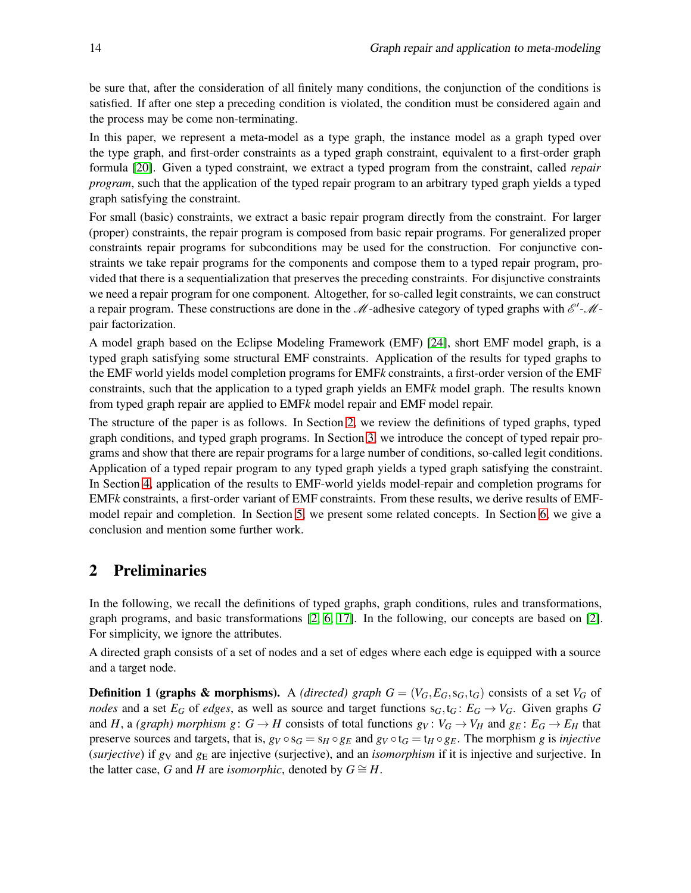be sure that, after the consideration of all finitely many conditions, the conjunction of the conditions is satisfied. If after one step a preceding condition is violated, the condition must be considered again and the process may be come non-terminating.

In this paper, we represent a meta-model as a type graph, the instance model as a graph typed over the type graph, and first-order constraints as a typed graph constraint, equivalent to a first-order graph formula [20]. Given a typed constraint, we extract a typed program from the constraint, called *repair program*, such that the application of the typed repair program to an arbitrary typed graph yields a typed graph satisfying the constraint.

For small (basic) constraints, we extract a basic repair program directly from the constraint. For larger (proper) constraints, the repair program is composed from basic repair programs. For generalized proper constraints repair programs for subconditions may be used for the construction. For conjunctive constraints we take repair programs for the components and compose them to a typed repair program, provided that there is a sequentialization that preserves the preceding constraints. For disjunctive constraints we need a repair program for one component. Altogether, for so-called legit constraints, we can construct a repair program. These constructions are done in the $\mathscr{M}$-adhesive category of typed graphs with $\mathscr{E}'$-$\mathscr{M}$-pair factorization.

A model graph based on the Eclipse Modeling Framework (EMF) [24], short EMF model graph, is a typed graph satisfying some structural EMF constraints. Application of the results for typed graphs to the EMF world yields model completion programs for EMF*k* constraints, a first-order version of the EMF constraints, such that the application to a typed graph yields an EMF*k* model graph. The results known from typed graph repair are applied to EMF*k* model repair and EMF model repair.

The structure of the paper is as follows. In Section 2, we review the definitions of typed graphs, typed graph conditions, and typed graph programs. In Section 3 we introduce the concept of typed repair programs and show that there are repair programs for a large number of conditions, so-called legit conditions. Application of a typed repair program to any typed graph yields a typed graph satisfying the constraint. In Section 4, application of the results to EMF-world yields model-repair and completion programs for EMF*k* constraints, a first-order variant of EMF constraints. From these results, we derive results of EMF-model repair and completion. In Section 5, we present some related concepts. In Section 6, we give a conclusion and mention some further work.

## 2 Preliminaries

In the following, we recall the definitions of typed graphs, graph conditions, rules and transformations, graph programs, and basic transformations [2, 6, 17]. In the following, our concepts are based on [2]. For simplicity, we ignore the attributes.

A directed graph consists of a set of nodes and a set of edges where each edge is equipped with a source and a target node.

**Definition 1 (graphs & morphisms).** A *(directed) graph* $G = (V_G, E_G, \mathrm{s}_G, \mathrm{t}_G)$ consists of a set $V_G$ of *nodes* and a set $E_G$ of *edges*, as well as source and target functions $\mathrm{s}_G, \mathrm{t}_G \colon E_G \to V_G$. Given graphs $G$ and $H$, a *(graph) morphism* $g \colon G \to H$ consists of total functions $g_V \colon V_G \to V_H$ and $g_E \colon E_G \to E_H$ that preserve sources and targets, that is, $g_V \circ \mathrm{s}_G = \mathrm{s}_H \circ g_E$ and $g_V \circ \mathrm{t}_G = \mathrm{t}_H \circ g_E$. The morphism $g$ is *injective* (*surjective*) if $g_{\mathrm{V}}$ and $g_{\mathrm{E}}$ are injective (surjective), and an *isomorphism* if it is injective and surjective. In the latter case, $G$ and $H$ are *isomorphic*, denoted by $G \cong H$.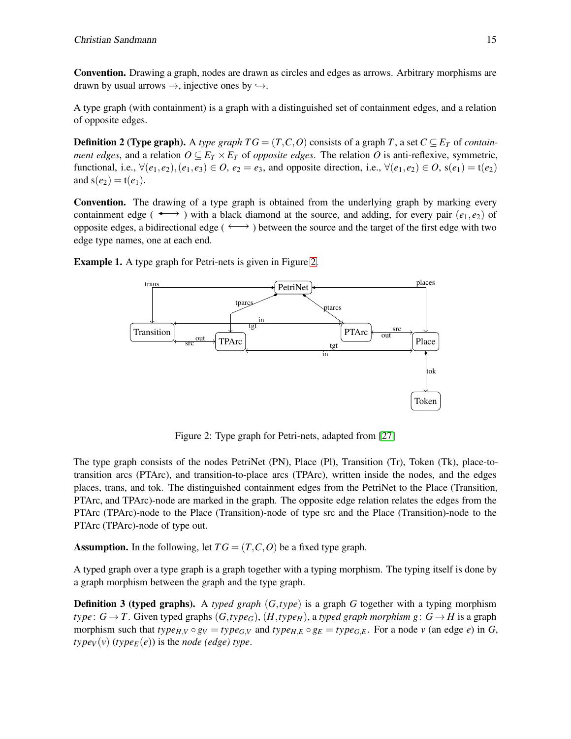**Convention.** Drawing a graph, nodes are drawn as circles and edges as arrows. Arbitrary morphisms are drawn by usual arrows $\rightarrow$, injective ones by $\hookrightarrow$.

A type graph (with containment) is a graph with a distinguished set of containment edges, and a relation of opposite edges.

**Definition 2 (Type graph).** A *type graph* $TG = (T,C,O)$ consists of a graph $T$, a set $C \subseteq E_T$ of *containment edges*, and a relation $O \subseteq E_T \times E_T$ of *opposite edges*. The relation $O$ is anti-reflexive, symmetric, functional, i.e., $\forall (e_1,e_2),(e_1,e_3) \in O$, $e_2 = e_3$, and opposite direction, i.e., $\forall (e_1,e_2) \in O$, $\mathrm{s}(e_1) = \mathrm{t}(e_2)$ and $\mathrm{s}(e_2) = \mathrm{t}(e_1)$.

**Convention.** The drawing of a type graph is obtained from the underlying graph by marking every containment edge ( $\longleftrightarrow$ ) with a black diamond at the source, and adding, for every pair $(e_1,e_2)$ of opposite edges, a bidirectional edge ( $\longleftrightarrow$ ) between the source and the target of the first edge with two edge type names, one at each end.

**Example 1.** A type graph for Petri-nets is given in Figure 2.

Figure 2: Type graph for Petri-nets, adapted from [27]

The type graph consists of the nodes PetriNet (PN), Place (Pl), Transition (Tr), Token (Tk), place-to-transition arcs (PTArc), and transition-to-place arcs (TPArc), written inside the nodes, and the edges places, trans, and tok. The distinguished containment edges from the PetriNet to the Place (Transition, PTArc, and TPArc)-node are marked in the graph. The opposite edge relation relates the edges from the PTArc (TPArc)-node to the Place (Transition)-node of type src and the Place (Transition)-node to the PTArc (TPArc)-node of type out.

**Assumption.** In the following, let $TG = (T,C,O)$ be a fixed type graph.

A typed graph over a type graph is a graph together with a typing morphism. The typing itself is done by a graph morphism between the graph and the type graph.

**Definition 3 (typed graphs).** A *typed graph* $(G,type)$ is a graph $G$ together with a typing morphism $type\colon G \rightarrow T$. Given typed graphs $(G,type_G)$, $(H,type_H)$, a *typed graph morphism* $g\colon G \rightarrow H$ is a graph morphism such that $type_{H,V} \circ g_V = type_{G,V}$ and $type_{H,E} \circ g_E = type_{G,E}$. For a node $v$ (an edge $e$) in $G$, $type_V(v)$ ($type_E(e)$) is the *node (edge) type*.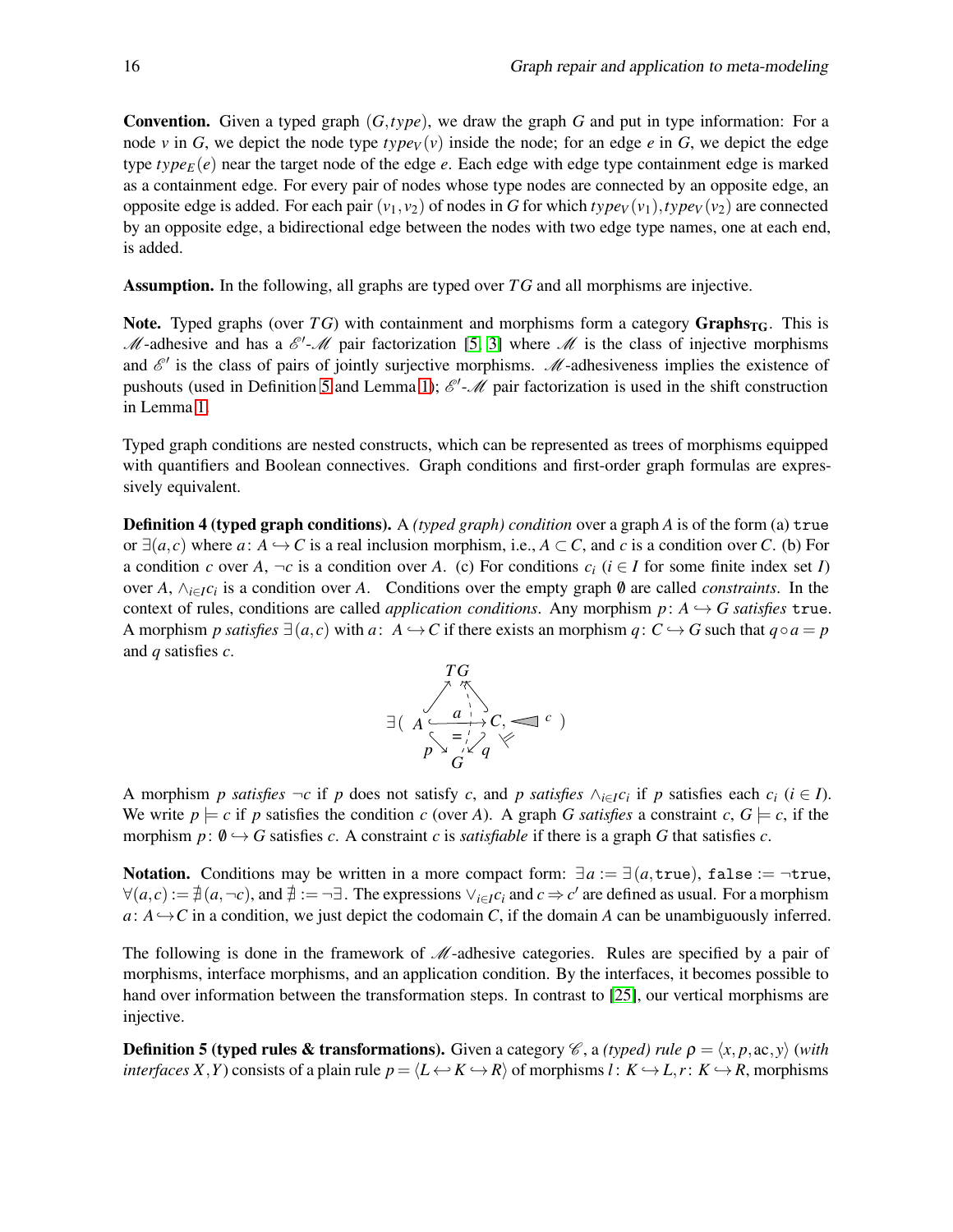**Convention.** Given a typed graph $(G, type)$, we draw the graph $G$ and put in type information: For a node $v$ in $G$, we depict the node type $type_V(v)$ inside the node; for an edge $e$ in $G$, we depict the edge type $type_E(e)$ near the target node of the edge $e$. Each edge with edge type containment edge is marked as a containment edge. For every pair of nodes whose type nodes are connected by an opposite edge, an opposite edge is added. For each pair $(v_1, v_2)$ of nodes in $G$ for which $type_V(v_1), type_V(v_2)$ are connected by an opposite edge, a bidirectional edge between the nodes with two edge type names, one at each end, is added.

**Assumption.** In the following, all graphs are typed over $TG$ and all morphisms are injective.

**Note.** Typed graphs (over $TG$) with containment and morphisms form a category $\mathbf{Graphs_{TG}}$. This is $\mathscr{M}$-adhesive and has a $\mathscr{E}'$-$\mathscr{M}$ pair factorization [5, 3] where $\mathscr{M}$ is the class of injective morphisms and $\mathscr{E}'$ is the class of pairs of jointly surjective morphisms. $\mathscr{M}$-adhesiveness implies the existence of pushouts (used in Definition 5 and Lemma 1); $\mathscr{E}'$-$\mathscr{M}$ pair factorization is used in the shift construction in Lemma 1.

Typed graph conditions are nested constructs, which can be represented as trees of morphisms equipped with quantifiers and Boolean connectives. Graph conditions and first-order graph formulas are expressively equivalent.

**Definition 4 (typed graph conditions).** A *(typed graph) condition* over a graph $A$ is of the form (a) true or $\exists(a, c)$ where $a\colon A \hookrightarrow C$ is a real inclusion morphism, i.e., $A \subset C$, and $c$ is a condition over $C$. (b) For a condition $c$ over $A$, $\neg c$ is a condition over $A$. (c) For conditions $c_i$ ($i \in I$ for some finite index set $I$) over $A$, $\wedge_{i \in I} c_i$ is a condition over $A$. Conditions over the empty graph $\emptyset$ are called *constraints*. In the context of rules, conditions are called *application conditions*. Any morphism $p\colon A \hookrightarrow G$ *satisfies* true. A morphism $p$ *satisfies* $\exists(a, c)$ with $a\colon A \hookrightarrow C$ if there exists an morphism $q\colon C \hookrightarrow G$ such that $q \circ a = p$ and $q$ satisfies $c$.

$$\exists(\; A \xhookrightarrow{a} C, \lhd\, c \;) \quad \text{with } A, C \text{ typed over } TG,\; p\colon A \hookrightarrow G,\; q\colon C \hookrightarrow G,\; q \circ a = p$$

A morphism $p$ *satisfies* $\neg c$ if $p$ does not satisfy $c$, and $p$ *satisfies* $\wedge_{i \in I} c_i$ if $p$ satisfies each $c_i$ ($i \in I$). We write $p \models c$ if $p$ satisfies the condition $c$ (over $A$). A graph $G$ *satisfies* a constraint $c$, $G \models c$, if the morphism $p\colon \emptyset \hookrightarrow G$ satisfies $c$. A constraint $c$ is *satisfiable* if there is a graph $G$ that satisfies $c$.

**Notation.** Conditions may be written in a more compact form: $\exists a := \exists(a, \texttt{true})$, $\texttt{false} := \neg\texttt{true}$, $\forall(a, c) := \nexists(a, \neg c)$, and $\nexists := \neg\exists$. The expressions $\vee_{i \in I} c_i$ and $c \Rightarrow c'$ are defined as usual. For a morphism $a\colon A \hookrightarrow C$ in a condition, we just depict the codomain $C$, if the domain $A$ can be unambiguously inferred.

The following is done in the framework of $\mathscr{M}$-adhesive categories. Rules are specified by a pair of morphisms, interface morphisms, and an application condition. By the interfaces, it becomes possible to hand over information between the transformation steps. In contrast to [25], our vertical morphisms are injective.

**Definition 5 (typed rules & transformations).** Given a category $\mathscr{C}$, a *(typed) rule* $\rho = \langle x, p, \text{ac}, y\rangle$ (*with interfaces* $X, Y$) consists of a plain rule $p = \langle L \hookleftarrow K \hookrightarrow R\rangle$ of morphisms $l\colon K \hookrightarrow L, r\colon K \hookrightarrow R$, morphisms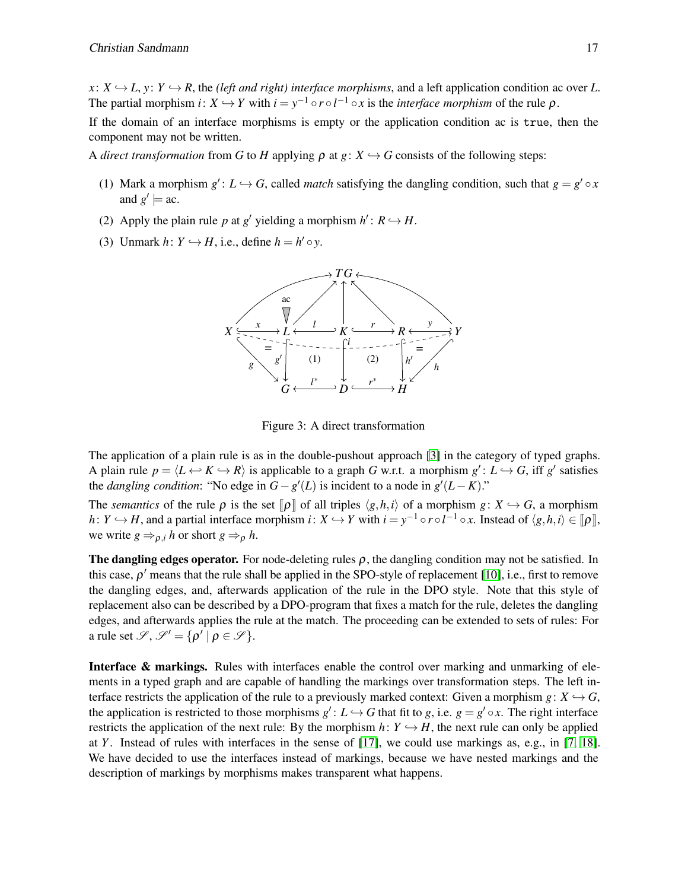$x\colon X \hookrightarrow L$, $y\colon Y \hookrightarrow R$, the *(left and right) interface morphisms*, and a left application condition ac over $L$. The partial morphism $i\colon X \hookrightarrow Y$ with $i = y^{-1} \circ r \circ l^{-1} \circ x$ is the *interface morphism* of the rule $\rho$.

If the domain of an interface morphisms is empty or the application condition ac is `true`, then the component may not be written.

A *direct transformation* from $G$ to $H$ applying $\rho$ at $g\colon X \hookrightarrow G$ consists of the following steps:

(1) Mark a morphism $g'\colon L \hookrightarrow G$, called *match* satisfying the dangling condition, such that $g = g' \circ x$ and $g' \models \text{ac}$.

(2) Apply the plain rule $p$ at $g'$ yielding a morphism $h'\colon R \hookrightarrow H$.

(3) Unmark $h\colon Y \hookrightarrow H$, i.e., define $h = h' \circ y$.

Figure 3: A direct transformation

The application of a plain rule is as in the double-pushout approach [3] in the category of typed graphs. A plain rule $p = \langle L \hookleftarrow K \hookrightarrow R\rangle$ is applicable to a graph $G$ w.r.t. a morphism $g'\colon L \hookrightarrow G$, iff $g'$ satisfies the *dangling condition*: "No edge in $G - g'(L)$ is incident to a node in $g'(L-K)$."

The *semantics* of the rule $\rho$ is the set $[\![\rho]\!]$ of all triples $\langle g,h,i\rangle$ of a morphism $g\colon X \hookrightarrow G$, a morphism $h\colon Y \hookrightarrow H$, and a partial interface morphism $i\colon X \hookrightarrow Y$ with $i = y^{-1} \circ r \circ l^{-1} \circ x$. Instead of $\langle g,h,i\rangle \in [\![\rho]\!]$, we write $g \Rightarrow_{\rho,i} h$ or short $g \Rightarrow_{\rho} h$.

**The dangling edges operator.** For node-deleting rules $\rho$, the dangling condition may not be satisfied. In this case, $\rho'$ means that the rule shall be applied in the SPO-style of replacement [10], i.e., first to remove the dangling edges, and, afterwards application of the rule in the DPO style. Note that this style of replacement also can be described by a DPO-program that fixes a match for the rule, deletes the dangling edges, and afterwards applies the rule at the match. The proceeding can be extended to sets of rules: For a rule set $\mathscr{S}$, $\mathscr{S}' = \{\rho' \mid \rho \in \mathscr{S}\}$.

**Interface & markings.** Rules with interfaces enable the control over marking and unmarking of elements in a typed graph and are capable of handling the markings over transformation steps. The left interface restricts the application of the rule to a previously marked context: Given a morphism $g\colon X \hookrightarrow G$, the application is restricted to those morphisms $g'\colon L \hookrightarrow G$ that fit to $g$, i.e. $g = g' \circ x$. The right interface restricts the application of the next rule: By the morphism $h\colon Y \hookrightarrow H$, the next rule can only be applied at $Y$. Instead of rules with interfaces in the sense of [17], we could use markings as, e.g., in [7, 18]. We have decided to use the interfaces instead of markings, because we have nested markings and the description of markings by morphisms makes transparent what happens.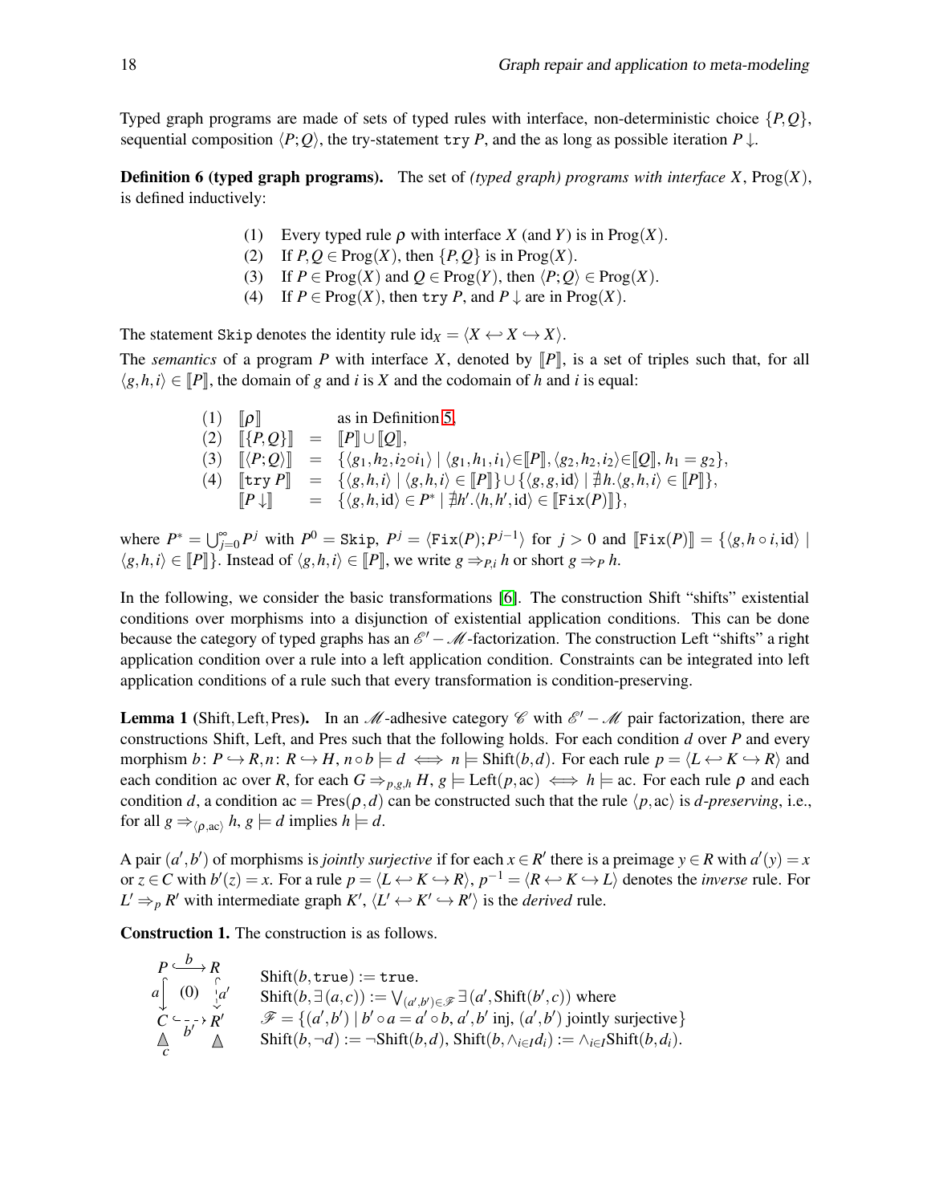Typed graph programs are made of sets of typed rules with interface, non-deterministic choice $\{P,Q\}$, sequential composition $\langle P;Q\rangle$, the try-statement $\texttt{try}\ P$, and the as long as possible iteration $P\downarrow$.

**Definition 6 (typed graph programs).** The set of *(typed graph) programs with interface $X$*, $\text{Prog}(X)$, is defined inductively:

(1) Every typed rule $\rho$ with interface $X$ (and $Y$) is in $\text{Prog}(X)$.
(2) If $P,Q \in \text{Prog}(X)$, then $\{P,Q\}$ is in $\text{Prog}(X)$.
(3) If $P \in \text{Prog}(X)$ and $Q \in \text{Prog}(Y)$, then $\langle P;Q\rangle \in \text{Prog}(X)$.
(4) If $P \in \text{Prog}(X)$, then $\texttt{try}\ P$, and $P\downarrow$ are in $\text{Prog}(X)$.

The statement $\texttt{Skip}$ denotes the identity rule $\text{id}_X = \langle X \hookleftarrow X \hookrightarrow X\rangle$.

The *semantics* of a program $P$ with interface $X$, denoted by $[\![P]\!]$, is a set of triples such that, for all $\langle g,h,i\rangle \in [\![P]\!]$, the domain of $g$ and $i$ is $X$ and the codomain of $h$ and $i$ is equal:

$$
\begin{array}{lll}
(1) & [\![\rho]\!] & \text{as in Definition 5,}\\
(2) & [\![\{P,Q\}]\!] = [\![P]\!] \cup [\![Q]\!], &\\
(3) & [\![\langle P;Q\rangle]\!] = \{\langle g_1,h_2,i_2\circ i_1\rangle \mid \langle g_1,h_1,i_1\rangle \in [\![P]\!], \langle g_2,h_2,i_2\rangle \in [\![Q]\!], h_1 = g_2\}, &\\
(4) & [\![\texttt{try}\ P]\!] = \{\langle g,h,i\rangle \mid \langle g,h,i\rangle \in [\![P]\!]\} \cup \{\langle g,g,\text{id}\rangle \mid \nexists h. \langle g,h,i\rangle \in [\![P]\!]\}, &\\
 & [\![P\downarrow]\!] = \{\langle g,h,\text{id}\rangle \in P^* \mid \nexists h'. \langle h,h',\text{id}\rangle \in [\![\texttt{Fix}(P)]\!]\}, &
\end{array}
$$

where $P^* = \bigcup_{j=0}^{\infty} P^j$ with $P^0 = \texttt{Skip}$, $P^j = \langle \texttt{Fix}(P); P^{j-1}\rangle$ for $j > 0$ and $[\![\texttt{Fix}(P)]\!] = \{\langle g, h\circ i, \text{id}\rangle \mid \langle g,h,i\rangle \in [\![P]\!]\}$. Instead of $\langle g,h,i\rangle \in [\![P]\!]$, we write $g \Rightarrow_{P,i} h$ or short $g \Rightarrow_P h$.

In the following, we consider the basic transformations [6]. The construction Shift "shifts" existential conditions over morphisms into a disjunction of existential application conditions. This can be done because the category of typed graphs has an $\mathscr{E}'-\mathscr{M}$-factorization. The construction Left "shifts" a right application condition over a rule into a left application condition. Constraints can be integrated into left application conditions of a rule such that every transformation is condition-preserving.

**Lemma 1** (Shift, Left, Pres)**.** In an $\mathscr{M}$-adhesive category $\mathscr{C}$ with $\mathscr{E}'-\mathscr{M}$ pair factorization, there are constructions Shift, Left, and Pres such that the following holds. For each condition $d$ over $P$ and every morphism $b\colon P \hookrightarrow R, n\colon R \hookrightarrow H$, $n\circ b \models d \iff n \models \text{Shift}(b,d)$. For each rule $p = \langle L \hookleftarrow K \hookrightarrow R\rangle$ and each condition ac over $R$, for each $G \Rightarrow_{p,g,h} H$, $g \models \text{Left}(p,\text{ac}) \iff h \models \text{ac}$. For each rule $\rho$ and each condition $d$, a condition $\text{ac} = \text{Pres}(\rho,d)$ can be constructed such that the rule $\langle p,\text{ac}\rangle$ is *$d$-preserving*, i.e., for all $g \Rightarrow_{\langle\rho,\text{ac}\rangle} h$, $g \models d$ implies $h \models d$.

A pair $(a',b')$ of morphisms is *jointly surjective* if for each $x \in R'$ there is a preimage $y \in R$ with $a'(y) = x$ or $z \in C$ with $b'(z) = x$. For a rule $p = \langle L \hookleftarrow K \hookrightarrow R\rangle$, $p^{-1} = \langle R \hookleftarrow K \hookrightarrow L\rangle$ denotes the *inverse* rule. For $L' \Rightarrow_p R'$ with intermediate graph $K'$, $\langle L' \hookleftarrow K' \hookrightarrow R'\rangle$ is the *derived* rule.

**Construction 1.** The construction is as follows.

$$
\begin{array}{ccc}
P & \overset{b}{\hookrightarrow} & R\\
{\scriptstyle a}\downarrow & (0) & \downarrow{\scriptstyle a'}\\
C & \underset{b'}{\hookrightarrow} & R'\\
\triangle_c & & \triangle
\end{array}
$$

$\text{Shift}(b,\texttt{true}) := \texttt{true}$.
$\text{Shift}(b,\exists(a,c)) := \bigvee_{(a',b')\in\mathscr{F}} \exists(a',\text{Shift}(b',c))$ where
$\mathscr{F} = \{(a',b') \mid b'\circ a = a'\circ b,\ a',b' \text{ inj},\ (a',b') \text{ jointly surjective}\}$
$\text{Shift}(b,\neg d) := \neg\text{Shift}(b,d)$, $\text{Shift}(b,\wedge_{i\in I} d_i) := \wedge_{i\in I}\text{Shift}(b,d_i)$.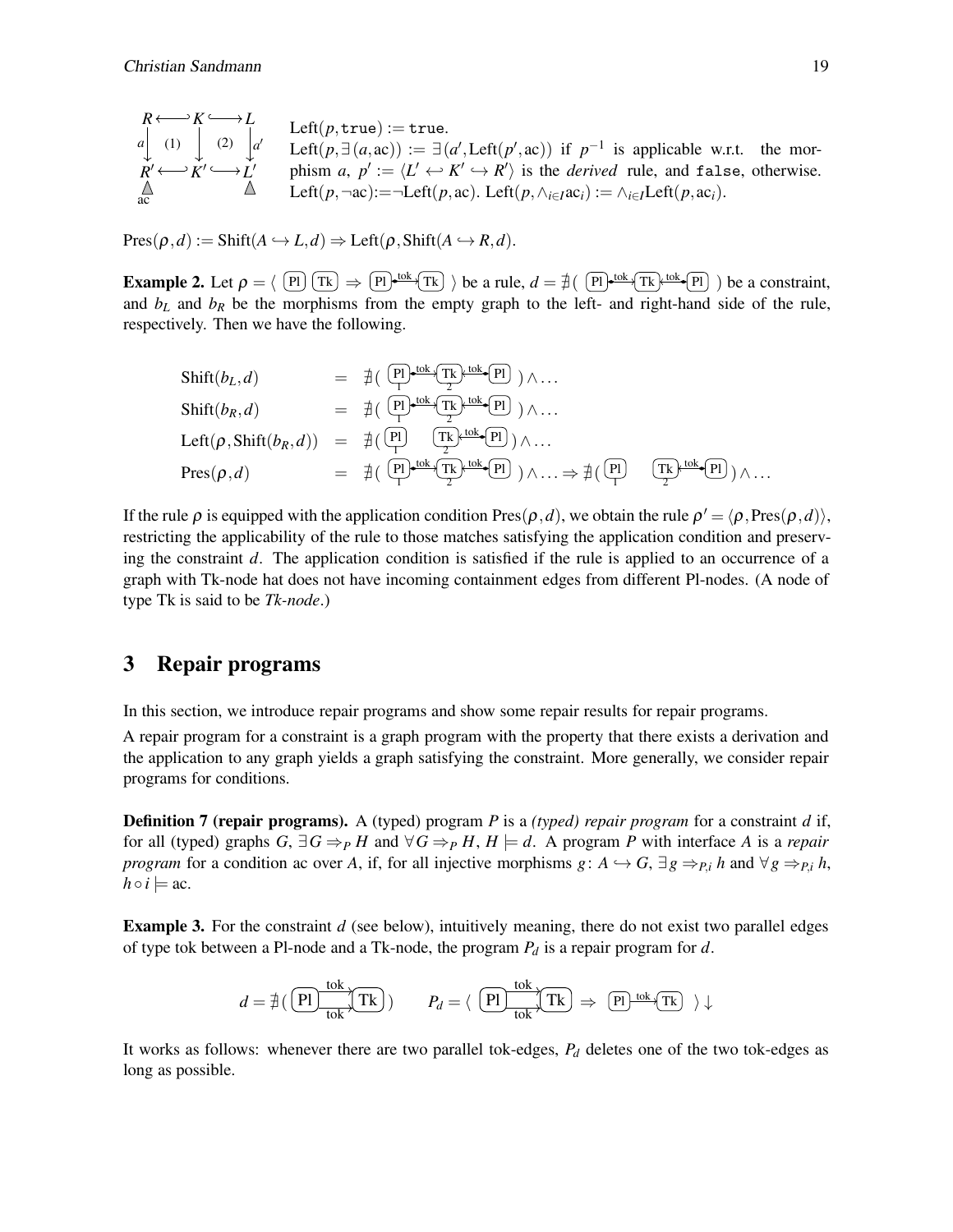$$
\begin{array}{ccccc}
R & \hookleftarrow & K & \hookrightarrow & L \\
{\scriptstyle a}\downarrow & (1) & \downarrow & (2) & \downarrow{\scriptstyle a'} \\
R' & \hookleftarrow & K' & \hookrightarrow & L' \\
\triangle & & & & \triangle \\
\text{ac} & & & &
\end{array}
$$

$\text{Left}(p, \texttt{true}) := \texttt{true}$.
$\text{Left}(p, \exists(a, \text{ac})) := \exists(a', \text{Left}(p', \text{ac}))$ if $p^{-1}$ is applicable w.r.t. the morphism $a$, $p' := \langle L' \hookleftarrow K' \hookrightarrow R' \rangle$ is the *derived* rule, and `false`, otherwise.
$\text{Left}(p, \neg\text{ac}) := \neg\text{Left}(p, \text{ac})$. $\text{Left}(p, \wedge_{i \in I}\text{ac}_i) := \wedge_{i \in I}\text{Left}(p, \text{ac}_i)$.

$\text{Pres}(\rho, d) := \text{Shift}(A \hookrightarrow L, d) \Rightarrow \text{Left}(\rho, \text{Shift}(A \hookrightarrow R, d)$.

**Example 2.** Let $\rho = \langle$ (Pl) (Tk) $\Rightarrow$ (Pl)$\xrightarrow{\text{tok}}$(Tk) $\rangle$ be a rule, $d = \nexists($ (Pl)$\xrightarrow{\text{tok}}$(Tk)$\xleftarrow{\text{tok}}$(Pl) $)$ be a constraint, and $b_L$ and $b_R$ be the morphisms from the empty graph to the left- and right-hand side of the rule, respectively. Then we have the following.

$$
\begin{array}{lcl}
\text{Shift}(b_L, d) & = & \nexists(\ \text{(Pl}_1) \xrightarrow{\text{tok}} (\text{Tk}_2) \xleftarrow{\text{tok}} (\text{Pl})\ ) \wedge \ldots \\
\text{Shift}(b_R, d) & = & \nexists(\ \text{(Pl}_1) \xrightarrow{\text{tok}} (\text{Tk}_2) \xleftarrow{\text{tok}} (\text{Pl})\ ) \wedge \ldots \\
\text{Left}(\rho, \text{Shift}(b_R, d)) & = & \nexists(\ (\text{Pl}_1) \quad (\text{Tk}_2) \xleftarrow{\text{tok}} (\text{Pl})\ ) \wedge \ldots \\
\text{Pres}(\rho, d) & = & \nexists(\ \text{(Pl}_1) \xrightarrow{\text{tok}} (\text{Tk}_2) \xleftarrow{\text{tok}} (\text{Pl})\ ) \wedge \ldots \Rightarrow \nexists(\ (\text{Pl}_1) \quad (\text{Tk}_2) \xleftarrow{\text{tok}} (\text{Pl})\ ) \wedge \ldots
\end{array}
$$

If the rule $\rho$ is equipped with the application condition $\text{Pres}(\rho, d)$, we obtain the rule $\rho' = \langle \rho, \text{Pres}(\rho, d) \rangle$, restricting the applicability of the rule to those matches satisfying the application condition and preserving the constraint $d$. The application condition is satisfied if the rule is applied to an occurrence of a graph with Tk-node hat does not have incoming containment edges from different Pl-nodes. (A node of type Tk is said to be *Tk-node*.)

## 3 Repair programs

In this section, we introduce repair programs and show some repair results for repair programs.

A repair program for a constraint is a graph program with the property that there exists a derivation and the application to any graph yields a graph satisfying the constraint. More generally, we consider repair programs for conditions.

**Definition 7 (repair programs).** A (typed) program $P$ is a *(typed) repair program* for a constraint $d$ if, for all (typed) graphs $G$, $\exists G \Rightarrow_P H$ and $\forall G \Rightarrow_P H$, $H \models d$. A program $P$ with interface $A$ is a *repair program* for a condition ac over $A$, if, for all injective morphisms $g\colon A \hookrightarrow G$, $\exists g \Rightarrow_{P,i} h$ and $\forall g \Rightarrow_{P,i} h$, $h \circ i \models \text{ac}$.

**Example 3.** For the constraint $d$ (see below), intuitively meaning, there do not exist two parallel edges of type tok between a Pl-node and a Tk-node, the program $P_d$ is a repair program for $d$.

$$
d = \nexists(\ (\text{Pl}) \overset{\text{tok}}{\underset{\text{tok}}{\rightrightarrows}} (\text{Tk})\ ) \qquad P_d = \langle\ (\text{Pl}) \overset{\text{tok}}{\underset{\text{tok}}{\rightrightarrows}} (\text{Tk}) \Rightarrow (\text{Pl}) \xrightarrow{\text{tok}} (\text{Tk})\ \rangle \downarrow
$$

It works as follows: whenever there are two parallel tok-edges, $P_d$ deletes one of the two tok-edges as long as possible.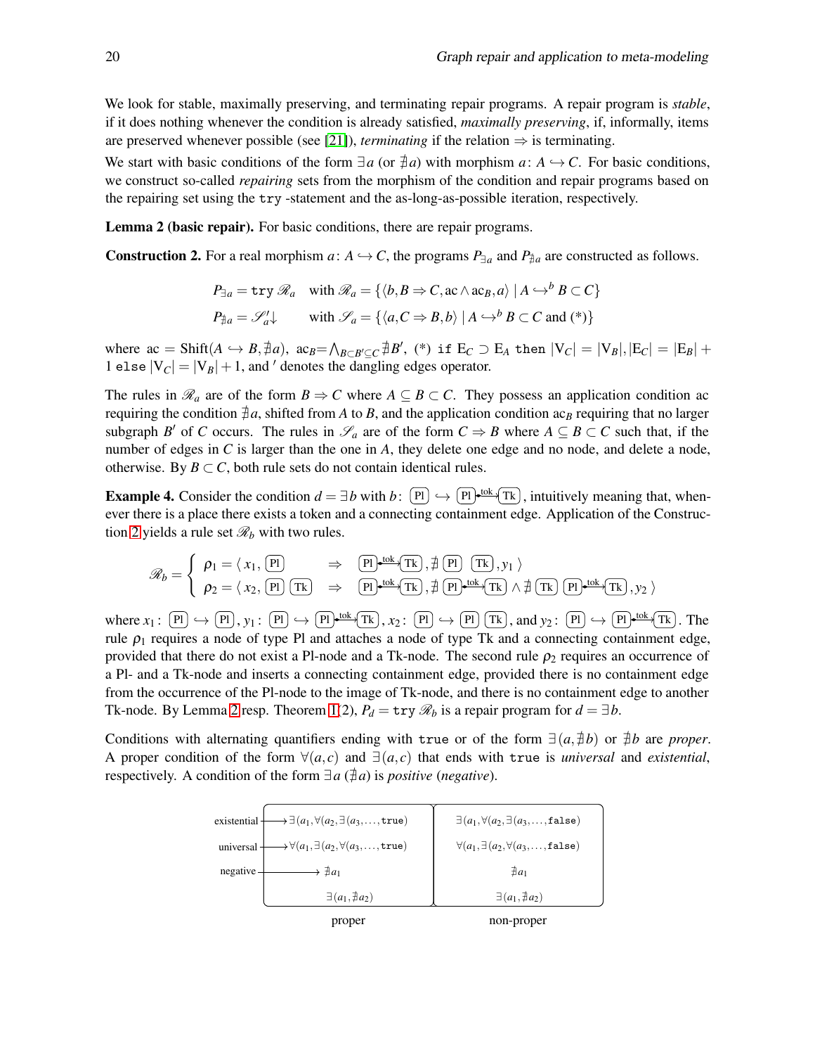We look for stable, maximally preserving, and terminating repair programs. A repair program is *stable*, if it does nothing whenever the condition is already satisfied, *maximally preserving*, if, informally, items are preserved whenever possible (see [21]), *terminating* if the relation $\Rightarrow$ is terminating.

We start with basic conditions of the form $\exists a$ (or $\nexists a$) with morphism $a\colon A \hookrightarrow C$. For basic conditions, we construct so-called *repairing* sets from the morphism of the condition and repair programs based on the repairing set using the `try` -statement and the as-long-as-possible iteration, respectively.

**Lemma 2 (basic repair).** For basic conditions, there are repair programs.

**Construction 2.** For a real morphism $a\colon A \hookrightarrow C$, the programs $P_{\exists a}$ and $P_{\nexists a}$ are constructed as follows.

$$P_{\exists a} = \texttt{try}\ \mathscr{R}_a \quad \text{with } \mathscr{R}_a = \{\langle b, B \Rightarrow C, \mathrm{ac} \wedge \mathrm{ac}_B, a\rangle \mid A \hookrightarrow^b B \subset C\}$$

$$P_{\nexists a} = \mathscr{S}_a' \downarrow \qquad \text{with } \mathscr{S}_a = \{\langle a, C \Rightarrow B, b\rangle \mid A \hookrightarrow^b B \subset C \text{ and } (*)\}$$

where $\mathrm{ac} = \mathrm{Shift}(A \hookrightarrow B, \nexists a)$, $\mathrm{ac}_B = \bigwedge_{B \subset B' \subseteq C} \nexists B'$, (*) `if` $\mathrm{E}_C \supset \mathrm{E}_A$ `then` $|\mathrm{V}_C| = |\mathrm{V}_B|, |\mathrm{E}_C| = |\mathrm{E}_B| + 1$ `else` $|\mathrm{V}_C| = |\mathrm{V}_B| + 1$, and $'$ denotes the dangling edges operator.

The rules in $\mathscr{R}_a$ are of the form $B \Rightarrow C$ where $A \subseteq B \subset C$. They possess an application condition ac requiring the condition $\nexists a$, shifted from $A$ to $B$, and the application condition $\mathrm{ac}_B$ requiring that no larger subgraph $B'$ of $C$ occurs. The rules in $\mathscr{S}_a$ are of the form $C \Rightarrow B$ where $A \subseteq B \subset C$ such that, if the number of edges in $C$ is larger than the one in $A$, they delete one edge and no node, and delete a node, otherwise. By $B \subset C$, both rule sets do not contain identical rules.

**Example 4.** Consider the condition $d = \exists b$ with $b\colon$ (Pl) $\hookrightarrow$ (Pl)$\xrightarrow{\text{tok}}$(Tk), intuitively meaning that, whenever there is a place there exists a token and a connecting containment edge. Application of the Construction 2 yields a rule set $\mathscr{R}_b$ with two rules.

$$\mathscr{R}_b = \begin{cases} \rho_1 = \langle\, x_1, \text{(Pl)} \quad \Rightarrow \quad \text{(Pl)}\xrightarrow{\text{tok}}\text{(Tk)}, \nexists\ \text{(Pl)}\ \ \text{(Tk)}, y_1 \,\rangle \\ \rho_2 = \langle\, x_2, \text{(Pl)}\ \text{(Tk)} \quad \Rightarrow \quad \text{(Pl)}\xrightarrow{\text{tok}}\text{(Tk)}, \nexists\ \text{(Pl)}\xrightarrow{\text{tok}}\text{(Tk)} \wedge \nexists\ \text{(Tk)}\ \ \text{(Pl)}\xrightarrow{\text{tok}}\text{(Tk)}, y_2 \,\rangle \end{cases}$$

where $x_1\colon$ (Pl) $\hookrightarrow$ (Pl), $y_1\colon$ (Pl) $\hookrightarrow$ (Pl)$\xrightarrow{\text{tok}}$(Tk), $x_2\colon$ (Pl) $\hookrightarrow$ (Pl) (Tk), and $y_2\colon$ (Pl) $\hookrightarrow$ (Pl)$\xrightarrow{\text{tok}}$(Tk). The rule $\rho_1$ requires a node of type Pl and attaches a node of type Tk and a connecting containment edge, provided that there do not exist a Pl-node and a Tk-node. The second rule $\rho_2$ requires an occurrence of a Pl- and a Tk-node and inserts a connecting containment edge, provided there is no containment edge from the occurrence of the Pl-node to the image of Tk-node, and there is no containment edge to another Tk-node. By Lemma 2 resp. Theorem 1(2), $P_d = \texttt{try}\ \mathscr{R}_b$ is a repair program for $d = \exists b$.

Conditions with alternating quantifiers ending with `true` or of the form $\exists(a, \nexists b)$ or $\nexists b$ are *proper*. A proper condition of the form $\forall(a,c)$ and $\exists(a,c)$ that ends with `true` is *universal* and *existential*, respectively. A condition of the form $\exists a$ ($\nexists a$) is *positive* (*negative*).

| | proper | non-proper |
|---|---|---|
| existential | $\exists(a_1, \forall(a_2, \exists(a_3, \ldots, \texttt{true})$ | $\exists(a_1, \forall(a_2, \exists(a_3, \ldots, \texttt{false})$ |
| universal | $\forall(a_1, \exists(a_2, \forall(a_3, \ldots, \texttt{true})$ | $\forall(a_1, \exists(a_2, \forall(a_3, \ldots, \texttt{false})$ |
| negative | $\nexists a_1$ | $\nexists a_1$ |
| | $\exists(a_1, \nexists a_2)$ | $\exists(a_1, \nexists a_2)$ |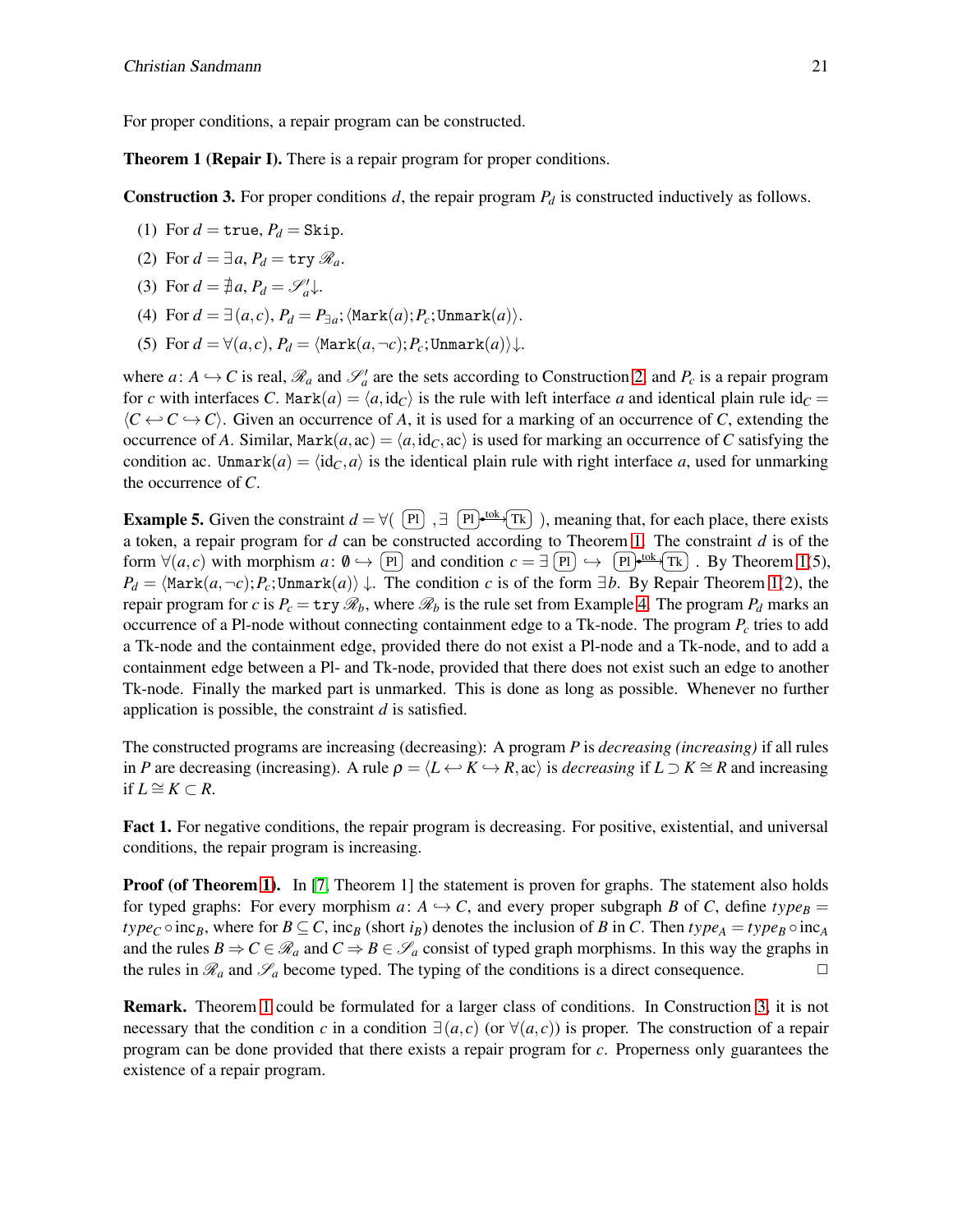For proper conditions, a repair program can be constructed.

**Theorem 1 (Repair I).** There is a repair program for proper conditions.

**Construction 3.** For proper conditions $d$, the repair program $P_d$ is constructed inductively as follows.

(1) For $d = \texttt{true}$, $P_d = \texttt{Skip}$.

(2) For $d = \exists a$, $P_d = \texttt{try}\ \mathscr{R}_a$.

(3) For $d = \nexists a$, $P_d = \mathscr{S}'_a\downarrow$.

(4) For $d = \exists(a,c)$, $P_d = P_{\exists a}; \langle \texttt{Mark}(a); P_c; \texttt{Unmark}(a)\rangle$.

(5) For $d = \forall(a,c)$, $P_d = \langle \texttt{Mark}(a, \neg c); P_c; \texttt{Unmark}(a)\rangle\downarrow$.

where $a\colon A \hookrightarrow C$ is real, $\mathscr{R}_a$ and $\mathscr{S}'_a$ are the sets according to Construction 2, and $P_c$ is a repair program for $c$ with interfaces $C$. $\texttt{Mark}(a) = \langle a, \mathrm{id}_C\rangle$ is the rule with left interface $a$ and identical plain rule $\mathrm{id}_C = \langle C \hookleftarrow C \hookrightarrow C\rangle$. Given an occurrence of $A$, it is used for a marking of an occurrence of $C$, extending the occurrence of $A$. Similar, $\texttt{Mark}(a, \mathrm{ac}) = \langle a, \mathrm{id}_C, \mathrm{ac}\rangle$ is used for marking an occurrence of $C$ satisfying the condition ac. $\texttt{Unmark}(a) = \langle \mathrm{id}_C, a\rangle$ is the identical plain rule with right interface $a$, used for unmarking the occurrence of $C$.

**Example 5.** Given the constraint $d = \forall($ (Pl) $, \exists$ (Pl)$\xrightarrow{\text{tok}}$(Tk) $)$, meaning that, for each place, there exists a token, a repair program for $d$ can be constructed according to Theorem 1. The constraint $d$ is of the form $\forall(a,c)$ with morphism $a\colon \emptyset \hookrightarrow$ (Pl) and condition $c = \exists$ (Pl) $\hookrightarrow$ (Pl)$\xrightarrow{\text{tok}}$(Tk) . By Theorem 1(5), $P_d = \langle \texttt{Mark}(a, \neg c); P_c; \texttt{Unmark}(a)\rangle\downarrow$. The condition $c$ is of the form $\exists b$. By Repair Theorem 1(2), the repair program for $c$ is $P_c = \texttt{try}\ \mathscr{R}_b$, where $\mathscr{R}_b$ is the rule set from Example 4. The program $P_d$ marks an occurrence of a Pl-node without connecting containment edge to a Tk-node. The program $P_c$ tries to add a Tk-node and the containment edge, provided there do not exist a Pl-node and a Tk-node, and to add a containment edge between a Pl- and Tk-node, provided that there does not exist such an edge to another Tk-node. Finally the marked part is unmarked. This is done as long as possible. Whenever no further application is possible, the constraint $d$ is satisfied.

The constructed programs are increasing (decreasing): A program $P$ is *decreasing (increasing)* if all rules in $P$ are decreasing (increasing). A rule $\rho = \langle L \hookleftarrow K \hookrightarrow R, \mathrm{ac}\rangle$ is *decreasing* if $L \supset K \cong R$ and increasing if $L \cong K \subset R$.

**Fact 1.** For negative conditions, the repair program is decreasing. For positive, existential, and universal conditions, the repair program is increasing.

**Proof (of Theorem 1).** In [7, Theorem 1] the statement is proven for graphs. The statement also holds for typed graphs: For every morphism $a\colon A \hookrightarrow C$, and every proper subgraph $B$ of $C$, define $type_B = type_C \circ \mathrm{inc}_B$, where for $B \subseteq C$, $\mathrm{inc}_B$ (short $i_B$) denotes the inclusion of $B$ in $C$. Then $type_A = type_B \circ \mathrm{inc}_A$ and the rules $B \Rightarrow C \in \mathscr{R}_a$ and $C \Rightarrow B \in \mathscr{S}_a$ consist of typed graph morphisms. In this way the graphs in the rules in $\mathscr{R}_a$ and $\mathscr{S}_a$ become typed. The typing of the conditions is a direct consequence. □

**Remark.** Theorem 1 could be formulated for a larger class of conditions. In Construction 3, it is not necessary that the condition $c$ in a condition $\exists(a,c)$ (or $\forall(a,c)$) is proper. The construction of a repair program can be done provided that there exists a repair program for $c$. Properness only guarantees the existence of a repair program.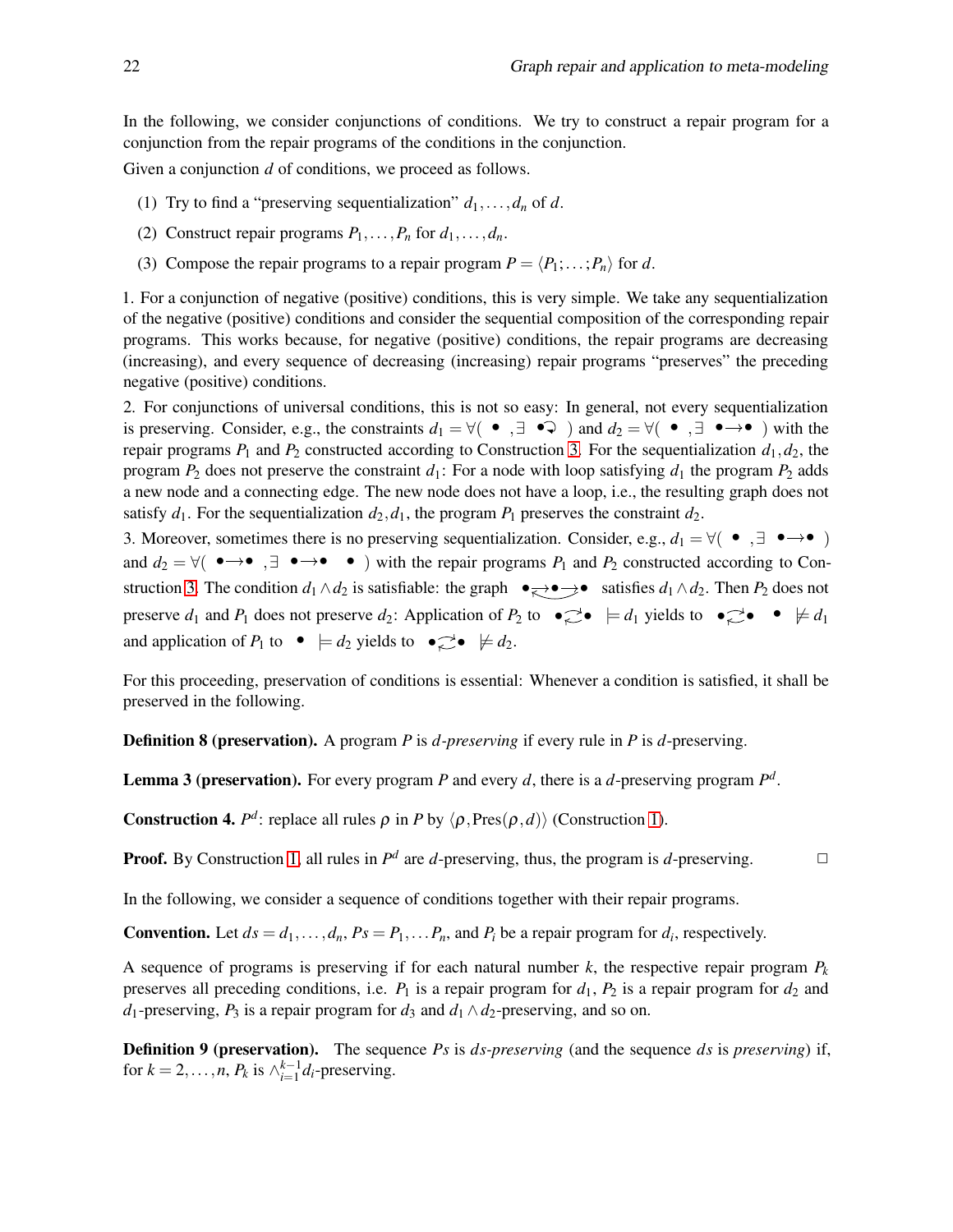In the following, we consider conjunctions of conditions. We try to construct a repair program for a conjunction from the repair programs of the conditions in the conjunction.

Given a conjunction $d$ of conditions, we proceed as follows.

(1) Try to find a "preserving sequentialization" $d_1, \dots, d_n$ of $d$.

(2) Construct repair programs $P_1, \dots, P_n$ for $d_1, \dots, d_n$.

(3) Compose the repair programs to a repair program $P = \langle P_1; \dots; P_n \rangle$ for $d$.

1. For a conjunction of negative (positive) conditions, this is very simple. We take any sequentialization of the negative (positive) conditions and consider the sequential composition of the corresponding repair programs. This works because, for negative (positive) conditions, the repair programs are decreasing (increasing), and every sequence of decreasing (increasing) repair programs "preserves" the preceding negative (positive) conditions.

2. For conjunctions of universal conditions, this is not so easy: In general, not every sequentialization is preserving. Consider, e.g., the constraints $d_1 = \forall(\ \bullet\ , \exists\ \bullet\!\circlearrowright\ )$ and $d_2 = \forall(\ \bullet\ , \exists\ \bullet\!\rightarrow\!\bullet\ )$ with the repair programs $P_1$ and $P_2$ constructed according to Construction 3. For the sequentialization $d_1, d_2$, the program $P_2$ does not preserve the constraint $d_1$: For a node with loop satisfying $d_1$ the program $P_2$ adds a new node and a connecting edge. The new node does not have a loop, i.e., the resulting graph does not satisfy $d_1$. For the sequentialization $d_2, d_1$, the program $P_1$ preserves the constraint $d_2$.

3. Moreover, sometimes there is no preserving sequentialization. Consider, e.g., $d_1 = \forall(\ \bullet\ , \exists\ \bullet\!\rightarrow\!\bullet\ )$ and $d_2 = \forall(\ \bullet\!\rightarrow\!\bullet\ , \exists\ \bullet\!\rightarrow\!\bullet\ \ \bullet\ )$ with the repair programs $P_1$ and $P_2$ constructed according to Construction 3. The condition $d_1 \wedge d_2$ is satisfiable: the graph $\bullet\!\rightleftarrows\!\bullet\!\rightarrow\!\bullet$ satisfies $d_1 \wedge d_2$. Then $P_2$ does not preserve $d_1$ and $P_1$ does not preserve $d_2$: Application of $P_2$ to $\bullet\!\rightleftarrows\!\bullet\ \models d_1$ yields to $\bullet\!\rightleftarrows\!\bullet\ \ \bullet\ \not\models d_1$ and application of $P_1$ to $\bullet\ \models d_2$ yields to $\bullet\!\rightleftarrows\!\bullet\ \not\models d_2$.

For this proceeding, preservation of conditions is essential: Whenever a condition is satisfied, it shall be preserved in the following.

**Definition 8 (preservation).** A program $P$ is *$d$-preserving* if every rule in $P$ is $d$-preserving.

**Lemma 3 (preservation).** For every program $P$ and every $d$, there is a $d$-preserving program $P^d$.

**Construction 4.** $P^d$: replace all rules $\rho$ in $P$ by $\langle \rho, \mathrm{Pres}(\rho, d) \rangle$ (Construction 1).

**Proof.** By Construction 1, all rules in $P^d$ are $d$-preserving, thus, the program is $d$-preserving. □

In the following, we consider a sequence of conditions together with their repair programs.

**Convention.** Let $ds = d_1, \dots, d_n$, $Ps = P_1, \dots P_n$, and $P_i$ be a repair program for $d_i$, respectively.

A sequence of programs is preserving if for each natural number $k$, the respective repair program $P_k$ preserves all preceding conditions, i.e. $P_1$ is a repair program for $d_1$, $P_2$ is a repair program for $d_2$ and $d_1$-preserving, $P_3$ is a repair program for $d_3$ and $d_1 \wedge d_2$-preserving, and so on.

**Definition 9 (preservation).** The sequence $Ps$ is *$ds$-preserving* (and the sequence $ds$ is *preserving*) if, for $k = 2, \dots, n$, $P_k$ is $\wedge_{i=1}^{k-1} d_i$-preserving.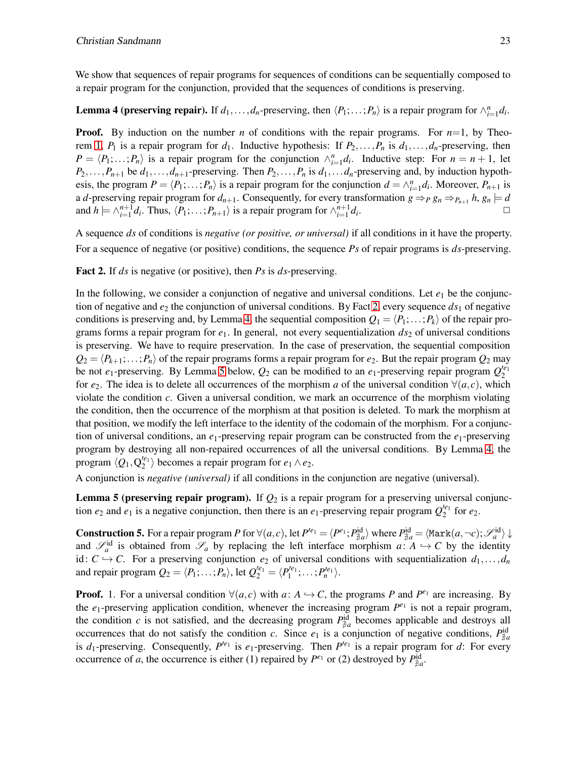We show that sequences of repair programs for sequences of conditions can be sequentially composed to a repair program for the conjunction, provided that the sequences of conditions is preserving.

**Lemma 4 (preserving repair).** If $d_1,\ldots,d_n$-preserving, then $\langle P_1;\ldots;P_n\rangle$ is a repair program for $\wedge_{i=1}^n d_i$.

**Proof.** By induction on the number $n$ of conditions with the repair programs. For $n$=1, by Theorem 1, $P_1$ is a repair program for $d_1$. Inductive hypothesis: If $P_2,\ldots,P_n$ is $d_1,\ldots,d_n$-preserving, then $P = \langle P_1;\ldots;P_n\rangle$ is a repair program for the conjunction $\wedge_{i=1}^n d_i$. Inductive step: For $n = n+1$, let $P_2,\ldots,P_{n+1}$ be $d_1,\ldots,d_{n+1}$-preserving. Then $P_2,\ldots,P_n$ is $d_1,\ldots d_n$-preserving and, by induction hypothesis, the program $P = \langle P_1;\ldots;P_n\rangle$ is a repair program for the conjunction $d = \wedge_{i=1}^n d_i$. Moreover, $P_{n+1}$ is a $d$-preserving repair program for $d_{n+1}$. Consequently, for every transformation $g \Rightarrow_P g_n \Rightarrow_{P_{n+1}} h$, $g_n \models d$ and $h \models \wedge_{i=1}^{n+1} d_i$. Thus, $\langle P_1;\ldots;P_{n+1}\rangle$ is a repair program for $\wedge_{i=1}^{n+1} d_i$. □

A sequence $ds$ of conditions is *negative (or positive, or universal)* if all conditions in it have the property. For a sequence of negative (or positive) conditions, the sequence $Ps$ of repair programs is $ds$-preserving.

**Fact 2.** If $ds$ is negative (or positive), then $Ps$ is $ds$-preserving.

In the following, we consider a conjunction of negative and universal conditions. Let $e_1$ be the conjunction of negative and $e_2$ the conjunction of universal conditions. By Fact 2, every sequence $ds_1$ of negative conditions is preserving and, by Lemma 4, the sequential composition $Q_1 = \langle P_1;\ldots;P_k\rangle$ of the repair programs forms a repair program for $e_1$. In general, not every sequentialization $ds_2$ of universal conditions is preserving. We have to require preservation. In the case of preservation, the sequential composition $Q_2 = \langle P_{k+1};\ldots;P_n\rangle$ of the repair programs forms a repair program for $e_2$. But the repair program $Q_2$ may be not $e_1$-preserving. By Lemma 5 below, $Q_2$ can be modified to an $e_1$-preserving repair program $Q_2'^{e_1}$ for $e_2$. The idea is to delete all occurrences of the morphism $a$ of the universal condition $\forall(a,c)$, which violate the condition $c$. Given a universal condition, we mark an occurrence of the morphism violating the condition, then the occurrence of the morphism at that position is deleted. To mark the morphism at that position, we modify the left interface to the identity of the codomain of the morphism. For a conjunction of universal conditions, an $e_1$-preserving repair program can be constructed from the $e_1$-preserving program by destroying all non-repaired occurrences of all the universal conditions. By Lemma 4, the program $\langle Q_1, Q_2'^{e_1}\rangle$ becomes a repair program for $e_1 \wedge e_2$.

A conjunction is *negative (universal)* if all conditions in the conjunction are negative (universal).

**Lemma 5 (preserving repair program).** If $Q_2$ is a repair program for a preserving universal conjunction $e_2$ and $e_1$ is a negative conjunction, then there is an $e_1$-preserving repair program $Q_2'^{e_1}$ for $e_2$.

**Construction 5.** For a repair program $P$ for $\forall(a,c)$, let $P'^{e_1} = \langle P^{e_1}; P^{\mathrm{id}}_{\nexists a}\rangle$ where $P^{\mathrm{id}}_{\nexists a} = \langle \mathtt{Mark}(a,\neg c); \mathscr{S}_a^{\mathrm{id}}\rangle\downarrow$ and $\mathscr{S}_a^{\mathrm{id}}$ is obtained from $\mathscr{S}_a$ by replacing the left interface morphism $a\colon A \hookrightarrow C$ by the identity $\mathrm{id}\colon C \hookrightarrow C$. For a preserving conjunction $e_2$ of universal conditions with sequentialization $d_1,\ldots,d_n$ and repair program $Q_2 = \langle P_1;\ldots;P_n\rangle$, let $Q_2'^{e_1} = \langle P_1'^{e_1};\ldots;P_n'^{e_1}\rangle$.

**Proof.** 1. For a universal condition $\forall(a,c)$ with $a\colon A \hookrightarrow C$, the programs $P$ and $P^{e_1}$ are increasing. By the $e_1$-preserving application condition, whenever the increasing program $P^{e_1}$ is not a repair program, the condition $c$ is not satisfied, and the decreasing program $P^{\mathrm{id}}_{\nexists a}$ becomes applicable and destroys all occurrences that do not satisfy the condition $c$. Since $e_1$ is a conjunction of negative conditions, $P^{\mathrm{id}}_{\nexists a}$ is $d_1$-preserving. Consequently, $P'^{e_1}$ is $e_1$-preserving. Then $P'^{e_1}$ is a repair program for $d$: For every occurrence of $a$, the occurrence is either (1) repaired by $P^{e_1}$ or (2) destroyed by $P^{\mathrm{id}}_{\nexists a}$.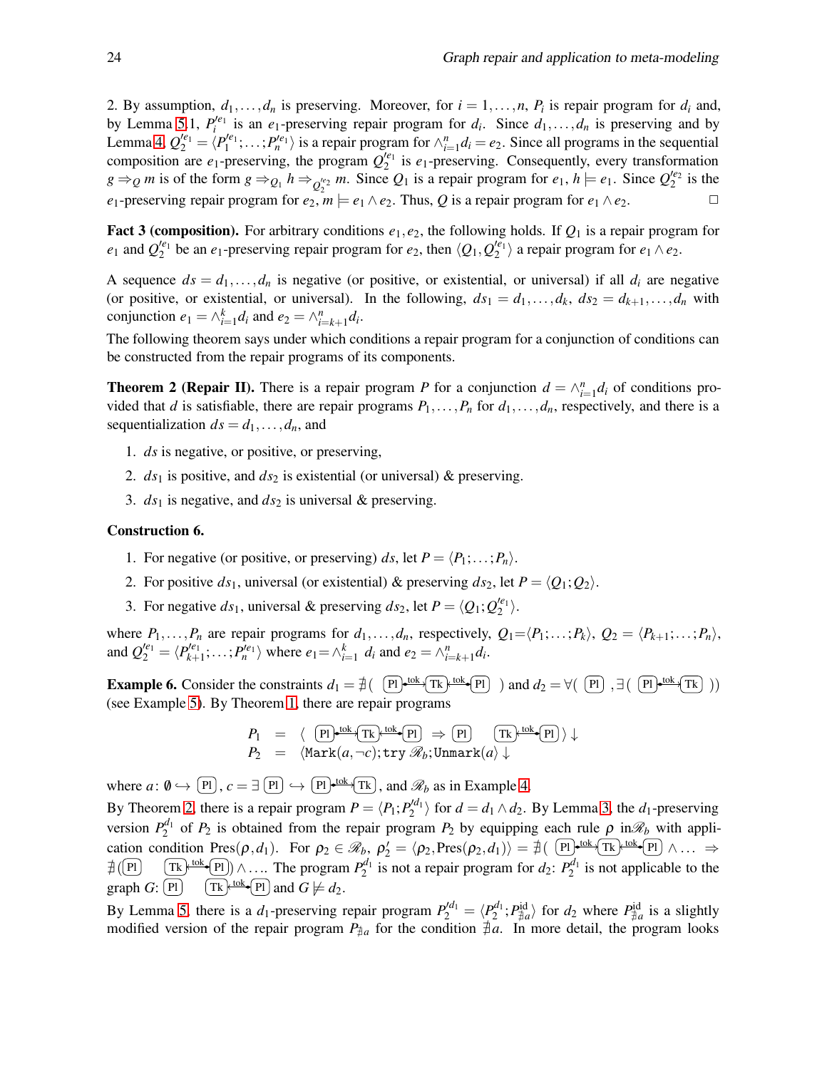2. By assumption, $d_1,\ldots,d_n$ is preserving. Moreover, for $i=1,\ldots,n$, $P_i$ is repair program for $d_i$ and, by Lemma 5.1, $P_i'^{e_1}$ is an $e_1$-preserving repair program for $d_i$. Since $d_1,\ldots,d_n$ is preserving and by Lemma 4, $Q_2'^{e_1} = \langle P_1'^{e_1};\ldots;P_n'^{e_1}\rangle$ is a repair program for $\wedge_{i=1}^n d_i = e_2$. Since all programs in the sequential composition are $e_1$-preserving, the program $Q_2'^{e_1}$ is $e_1$-preserving. Consequently, every transformation $g \Rightarrow_Q m$ is of the form $g \Rightarrow_{Q_1} h \Rightarrow_{Q_2'^{e_2}} m$. Since $Q_1$ is a repair program for $e_1$, $h \models e_1$. Since $Q_2'^{e_2}$ is the $e_1$-preserving repair program for $e_2$, $m \models e_1 \wedge e_2$. Thus, $Q$ is a repair program for $e_1 \wedge e_2$. □

**Fact 3 (composition).** For arbitrary conditions $e_1, e_2$, the following holds. If $Q_1$ is a repair program for $e_1$ and $Q_2'^{e_1}$ be an $e_1$-preserving repair program for $e_2$, then $\langle Q_1, Q_2'^{e_1}\rangle$ a repair program for $e_1 \wedge e_2$.

A sequence $ds = d_1,\ldots,d_n$ is negative (or positive, or existential, or universal) if all $d_i$ are negative (or positive, or existential, or universal). In the following, $ds_1 = d_1,\ldots,d_k$, $ds_2 = d_{k+1},\ldots,d_n$ with conjunction $e_1 = \wedge_{i=1}^k d_i$ and $e_2 = \wedge_{i=k+1}^n d_i$.

The following theorem says under which conditions a repair program for a conjunction of conditions can be constructed from the repair programs of its components.

**Theorem 2 (Repair II).** There is a repair program $P$ for a conjunction $d = \wedge_{i=1}^n d_i$ of conditions provided that $d$ is satisfiable, there are repair programs $P_1,\ldots,P_n$ for $d_1,\ldots,d_n$, respectively, and there is a sequentialization $ds = d_1,\ldots,d_n$, and

1. $ds$ is negative, or positive, or preserving,
2. $ds_1$ is positive, and $ds_2$ is existential (or universal) & preserving.
3. $ds_1$ is negative, and $ds_2$ is universal & preserving.

**Construction 6.**

1. For negative (or positive, or preserving) $ds$, let $P = \langle P_1;\ldots;P_n\rangle$.
2. For positive $ds_1$, universal (or existential) & preserving $ds_2$, let $P = \langle Q_1;Q_2\rangle$.
3. For negative $ds_1$, universal & preserving $ds_2$, let $P = \langle Q_1;Q_2'^{e_1}\rangle$.

where $P_1,\ldots,P_n$ are repair programs for $d_1,\ldots,d_n$, respectively, $Q_1 = \langle P_1;\ldots;P_k\rangle$, $Q_2 = \langle P_{k+1};\ldots;P_n\rangle$, and $Q_2'^{e_1} = \langle P_{k+1}'^{e_1};\ldots;P_n'^{e_1}\rangle$ where $e_1 = \wedge_{i=1}^k d_i$ and $e_2 = \wedge_{i=k+1}^n d_i$.

**Example 6.** Consider the constraints $d_1 = \nexists($ Pl $\xleftarrow{\text{tok}}$ Tk $\xleftarrow{\text{tok}}$ Pl $)$ and $d_2 = \forall($ Pl $, \exists($ Pl $\xleftarrow{\text{tok}}$ Tk $))$ (see Example 5). By Theorem 1, there are repair programs

$$
\begin{array}{rcl}
P_1 & = & \langle \text{ Pl} \xleftarrow{\text{tok}} \text{Tk} \xleftarrow{\text{tok}} \text{Pl} \Rightarrow \text{Pl} \quad \text{Tk} \xleftarrow{\text{tok}} \text{Pl} \rangle \downarrow \\
P_2 & = & \langle \texttt{Mark}(a,\neg c);\texttt{try}\ \mathscr{R}_b;\texttt{Unmark}(a) \downarrow
\end{array}
$$

where $a\colon \emptyset \hookrightarrow$ Pl, $c = \exists$ Pl $\hookrightarrow$ Pl $\xleftarrow{\text{tok}}$ Tk, and $\mathscr{R}_b$ as in Example 4.

By Theorem 2, there is a repair program $P = \langle P_1;P_2'^{d_1}\rangle$ for $d = d_1 \wedge d_2$. By Lemma 3, the $d_1$-preserving version $P_2^{d_1}$ of $P_2$ is obtained from the repair program $P_2$ by equipping each rule $\rho$ in $\mathscr{R}_b$ with application condition $\text{Pres}(\rho, d_1)$. For $\rho_2 \in \mathscr{R}_b$, $\rho_2' = \langle \rho_2, \text{Pres}(\rho_2, d_1)\rangle = \nexists($ Pl $\xleftarrow{\text{tok}}$ Tk $\xleftarrow{\text{tok}}$ Pl $) \wedge \ldots \Rightarrow \nexists($ Pl $\quad$ Tk $\xleftarrow{\text{tok}}$ Pl $) \wedge \ldots$. The program $P_2^{d_1}$ is not a repair program for $d_2$: $P_2^{d_1}$ is not applicable to the graph $G$: Pl $\quad$ Tk $\xleftarrow{\text{tok}}$ Pl and $G \not\models d_2$.

By Lemma 5, there is a $d_1$-preserving repair program $P_2'^{d_1} = \langle P_2^{d_1}; P_{\nexists a}^{\text{id}}\rangle$ for $d_2$ where $P_{\nexists a}^{\text{id}}$ is a slightly modified version of the repair program $P_{\nexists a}$ for the condition $\nexists a$. In more detail, the program looks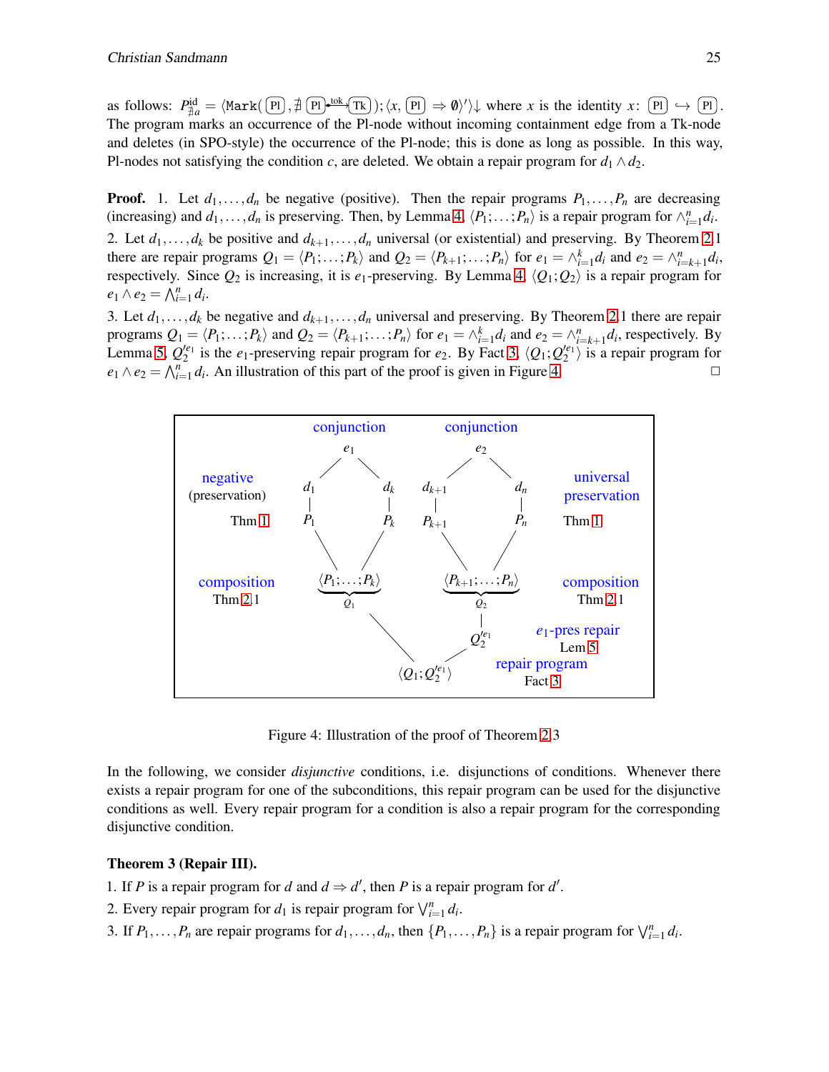as follows: $P^{\text{id}}_{\nexists a} = \langle \texttt{Mark}(\boxed{\text{Pl}}, \nexists\, \boxed{\text{Pl}} \xleftarrow{\text{tok}} \boxed{\text{Tk}}); \langle x, \boxed{\text{Pl}} \Rightarrow \emptyset \rangle' \rangle\!\downarrow$ where $x$ is the identity $x\colon \boxed{\text{Pl}} \hookrightarrow \boxed{\text{Pl}}$. The program marks an occurrence of the Pl-node without incoming containment edge from a Tk-node and deletes (in SPO-style) the occurrence of the Pl-node; this is done as long as possible. In this way, Pl-nodes not satisfying the condition $c$, are deleted. We obtain a repair program for $d_1 \wedge d_2$.

**Proof.** 1. Let $d_1, \ldots, d_n$ be negative (positive). Then the repair programs $P_1, \ldots, P_n$ are decreasing (increasing) and $d_1, \ldots, d_n$ is preserving. Then, by Lemma 4, $\langle P_1; \ldots; P_n \rangle$ is a repair program for $\wedge_{i=1}^{n} d_i$.
2. Let $d_1, \ldots, d_k$ be positive and $d_{k+1}, \ldots, d_n$ universal (or existential) and preserving. By Theorem 2.1 there are repair programs $Q_1 = \langle P_1; \ldots; P_k \rangle$ and $Q_2 = \langle P_{k+1}; \ldots; P_n \rangle$ for $e_1 = \wedge_{i=1}^{k} d_i$ and $e_2 = \wedge_{i=k+1}^{n} d_i$, respectively. Since $Q_2$ is increasing, it is $e_1$-preserving. By Lemma 4, $\langle Q_1; Q_2 \rangle$ is a repair program for $e_1 \wedge e_2 = \bigwedge_{i=1}^{n} d_i$.
3. Let $d_1, \ldots, d_k$ be negative and $d_{k+1}, \ldots, d_n$ universal and preserving. By Theorem 2.1 there are repair programs $Q_1 = \langle P_1; \ldots; P_k \rangle$ and $Q_2 = \langle P_{k+1}; \ldots; P_n \rangle$ for $e_1 = \wedge_{i=1}^{k} d_i$ and $e_2 = \wedge_{i=k+1}^{n} d_i$, respectively. By Lemma 5, $Q_2'^{e_1}$ is the $e_1$-preserving repair program for $e_2$. By Fact 3, $\langle Q_1; Q_2'^{e_1} \rangle$ is a repair program for $e_1 \wedge e_2 = \bigwedge_{i=1}^{n} d_i$. An illustration of this part of the proof is given in Figure 4. □

Figure 4: Illustration of the proof of Theorem 2.3

In the following, we consider *disjunctive* conditions, i.e. disjunctions of conditions. Whenever there exists a repair program for one of the subconditions, this repair program can be used for the disjunctive conditions as well. Every repair program for a condition is also a repair program for the corresponding disjunctive condition.

**Theorem 3 (Repair III).**

1. If $P$ is a repair program for $d$ and $d \Rightarrow d'$, then $P$ is a repair program for $d'$.
2. Every repair program for $d_1$ is repair program for $\bigvee_{i=1}^{n} d_i$.
3. If $P_1, \ldots, P_n$ are repair programs for $d_1, \ldots, d_n$, then $\{P_1, \ldots, P_n\}$ is a repair program for $\bigvee_{i=1}^{n} d_i$.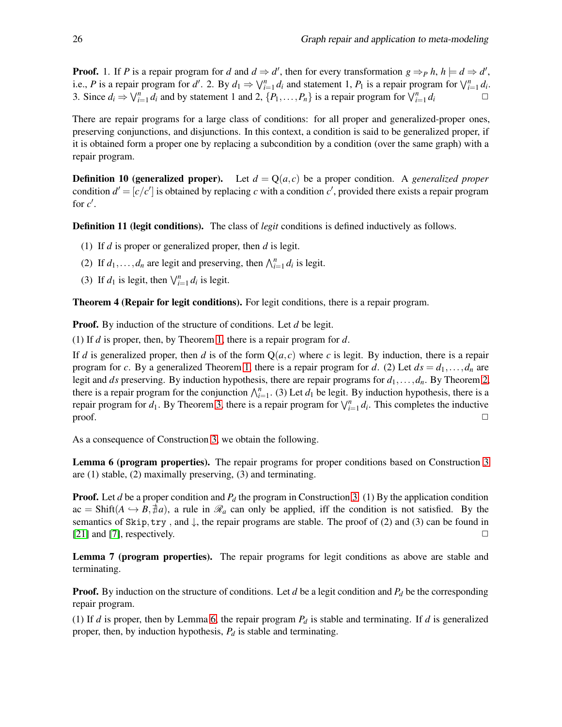**Proof.** 1. If $P$ is a repair program for $d$ and $d \Rightarrow d'$, then for every transformation $g \Rightarrow_P h$, $h \models d \Rightarrow d'$, i.e., $P$ is a repair program for $d'$. 2. By $d_1 \Rightarrow \bigvee_{i=1}^{n} d_i$ and statement 1, $P_1$ is a repair program for $\bigvee_{i=1}^{n} d_i$. 3. Since $d_i \Rightarrow \bigvee_{i=1}^{n} d_i$ and by statement 1 and 2, $\{P_1, \ldots, P_n\}$ is a repair program for $\bigvee_{i=1}^{n} d_i$ □

There are repair programs for a large class of conditions: for all proper and generalized-proper ones, preserving conjunctions, and disjunctions. In this context, a condition is said to be generalized proper, if it is obtained form a proper one by replacing a subcondition by a condition (over the same graph) with a repair program.

**Definition 10 (generalized proper).** Let $d = \mathrm{Q}(a, c)$ be a proper condition. A *generalized proper* condition $d' = [c/c']$ is obtained by replacing $c$ with a condition $c'$, provided there exists a repair program for $c'$.

**Definition 11 (legit conditions).** The class of *legit* conditions is defined inductively as follows.

(1) If $d$ is proper or generalized proper, then $d$ is legit.

(2) If $d_1, \ldots, d_n$ are legit and preserving, then $\bigwedge_{i=1}^{n} d_i$ is legit.

(3) If $d_1$ is legit, then $\bigvee_{i=1}^{n} d_i$ is legit.

**Theorem 4 (Repair for legit conditions).** For legit conditions, there is a repair program.

**Proof.** By induction of the structure of conditions. Let $d$ be legit.

(1) If $d$ is proper, then, by Theorem 1, there is a repair program for $d$.

If $d$ is generalized proper, then $d$ is of the form $\mathrm{Q}(a, c)$ where $c$ is legit. By induction, there is a repair program for $c$. By a generalized Theorem 1, there is a repair program for $d$. (2) Let $ds = d_1, \ldots, d_n$ are legit and $ds$ preserving. By induction hypothesis, there are repair programs for $d_1, \ldots, d_n$. By Theorem 2, there is a repair program for the conjunction $\bigwedge_{i=1}^{n}$. (3) Let $d_1$ be legit. By induction hypothesis, there is a repair program for $d_1$. By Theorem 3, there is a repair program for $\bigvee_{i=1}^{n} d_i$. This completes the inductive proof. □

As a consequence of Construction 3, we obtain the following.

**Lemma 6 (program properties).** The repair programs for proper conditions based on Construction 3 are (1) stable, (2) maximally preserving, (3) and terminating.

**Proof.** Let $d$ be a proper condition and $P_d$ the program in Construction 3. (1) By the application condition $\mathrm{ac} = \mathrm{Shift}(A \hookrightarrow B, \nexists a)$, a rule in $\mathscr{R}_a$ can only be applied, iff the condition is not satisfied. By the semantics of `Skip`, `try` , and $\downarrow$, the repair programs are stable. The proof of (2) and (3) can be found in [21] and [7], respectively. □

**Lemma 7 (program properties).** The repair programs for legit conditions as above are stable and terminating.

**Proof.** By induction on the structure of conditions. Let $d$ be a legit condition and $P_d$ be the corresponding repair program.

(1) If $d$ is proper, then by Lemma 6, the repair program $P_d$ is stable and terminating. If $d$ is generalized proper, then, by induction hypothesis, $P_d$ is stable and terminating.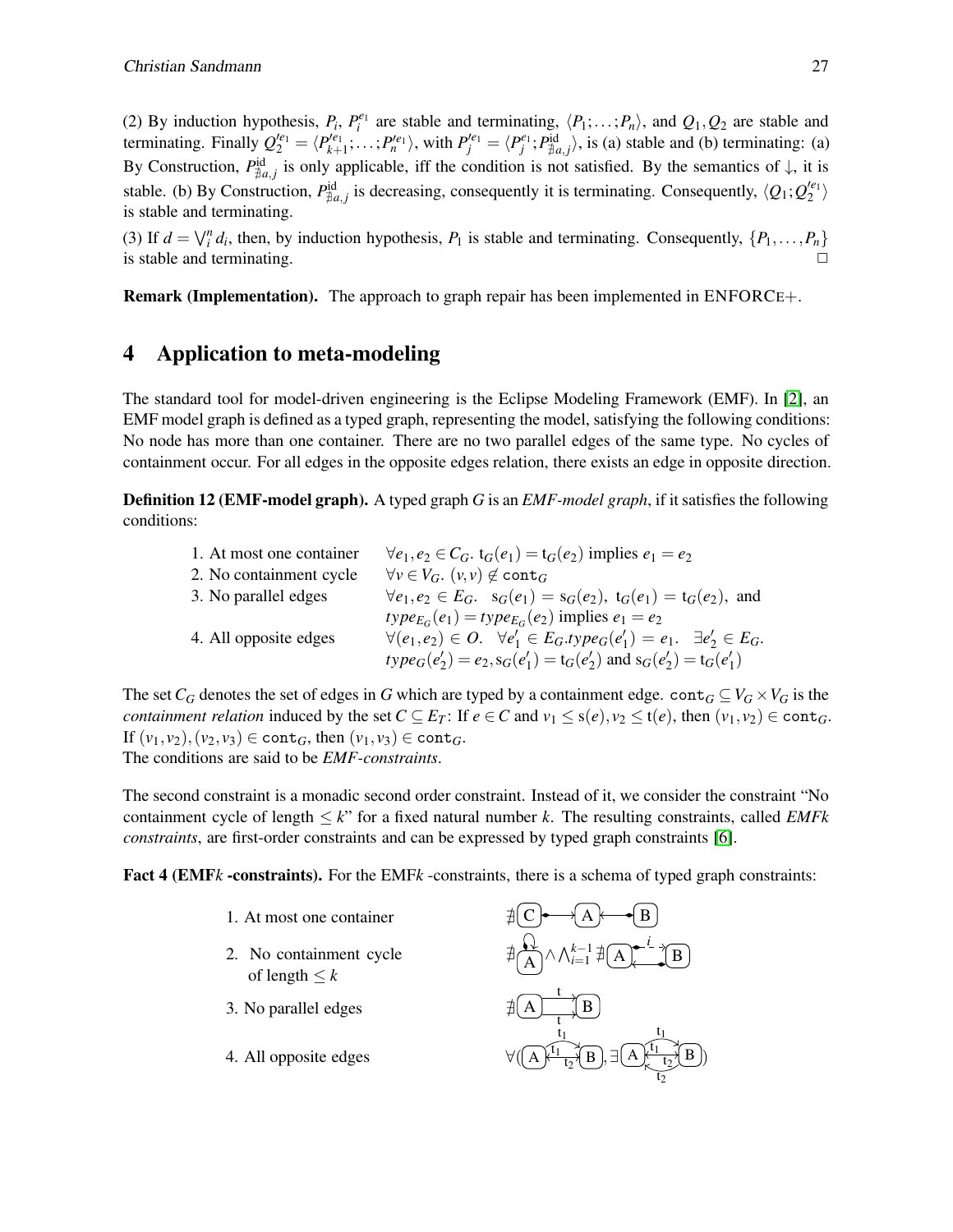(2) By induction hypothesis, $P_i$, $P_i^{e_1}$ are stable and terminating, $\langle P_1;\ldots;P_n\rangle$, and $Q_1,Q_2$ are stable and terminating. Finally $Q_2'^{e_1} = \langle P_{k+1}'^{e_1};\ldots;P_n'^{e_1}\rangle$, with $P_j'^{e_1} = \langle P_j^{e_1};P_{\nexists a,j}^{\mathrm{id}}\rangle$, is (a) stable and (b) terminating: (a) By Construction, $P_{\nexists a,j}^{\mathrm{id}}$ is only applicable, iff the condition is not satisfied. By the semantics of $\downarrow$, it is stable. (b) By Construction, $P_{\nexists a,j}^{\mathrm{id}}$ is decreasing, consequently it is terminating. Consequently, $\langle Q_1;Q_2'^{e_1}\rangle$ is stable and terminating.

(3) If $d = \bigvee_i^n d_i$, then, by induction hypothesis, $P_1$ is stable and terminating. Consequently, $\{P_1,\ldots,P_n\}$ is stable and terminating. □

**Remark (Implementation).** The approach to graph repair has been implemented in ENFORCE+.

# 4 Application to meta-modeling

The standard tool for model-driven engineering is the Eclipse Modeling Framework (EMF). In [2], an EMF model graph is defined as a typed graph, representing the model, satisfying the following conditions: No node has more than one container. There are no two parallel edges of the same type. No cycles of containment occur. For all edges in the opposite edges relation, there exists an edge in opposite direction.

**Definition 12 (EMF-model graph).** A typed graph $G$ is an *EMF-model graph*, if it satisfies the following conditions:

| | |
|---|---|
| 1. At most one container | $\forall e_1,e_2 \in C_G.\ \mathrm{t}_G(e_1) = \mathrm{t}_G(e_2)$ implies $e_1 = e_2$ |
| 2. No containment cycle | $\forall v \in V_G.\ (v,v) \notin \mathtt{cont}_G$ |
| 3. No parallel edges | $\forall e_1,e_2 \in E_G.\ \ \mathrm{s}_G(e_1) = \mathrm{s}_G(e_2),\ \mathrm{t}_G(e_1) = \mathrm{t}_G(e_2),$ and $type_{E_G}(e_1) = type_{E_G}(e_2)$ implies $e_1 = e_2$ |
| 4. All opposite edges | $\forall (e_1,e_2) \in O.\ \ \forall e_1' \in E_G.type_G(e_1') = e_1.\ \ \exists e_2' \in E_G.$ $type_G(e_2') = e_2, \mathrm{s}_G(e_1') = \mathrm{t}_G(e_2')$ and $\mathrm{s}_G(e_2') = \mathrm{t}_G(e_1')$ |

The set $C_G$ denotes the set of edges in $G$ which are typed by a containment edge. $\mathtt{cont}_G \subseteq V_G \times V_G$ is the *containment relation* induced by the set $C \subseteq E_T$: If $e \in C$ and $v_1 \leq \mathrm{s}(e), v_2 \leq \mathrm{t}(e)$, then $(v_1,v_2) \in \mathtt{cont}_G$. If $(v_1,v_2),(v_2,v_3) \in \mathtt{cont}_G$, then $(v_1,v_3) \in \mathtt{cont}_G$.
The conditions are said to be *EMF-constraints*.

The second constraint is a monadic second order constraint. Instead of it, we consider the constraint "No containment cycle of length $\leq k$" for a fixed natural number $k$. The resulting constraints, called *EMFk constraints*, are first-order constraints and can be expressed by typed graph constraints [6].

**Fact 4 (EMF*k* -constraints).** For the EMF*k* -constraints, there is a schema of typed graph constraints:

| | |
|---|---|
| 1. At most one container | $\nexists$(C ◆→ A ←◆ B) |
| 2. No containment cycle of length $\leq k$ | $\nexists$(A with containment loop) $\wedge \bigwedge_{i=1}^{k-1} \nexists$(A ◆–$i$→ B, B ◆→ A) |
| 3. No parallel edges | $\nexists$(A –t→ B, A –t→ B) |
| 4. All opposite edges | $\forall$(A –$t_1$→ B, $\exists$(A –$t_1$→ B, B –$t_2$→ A)) |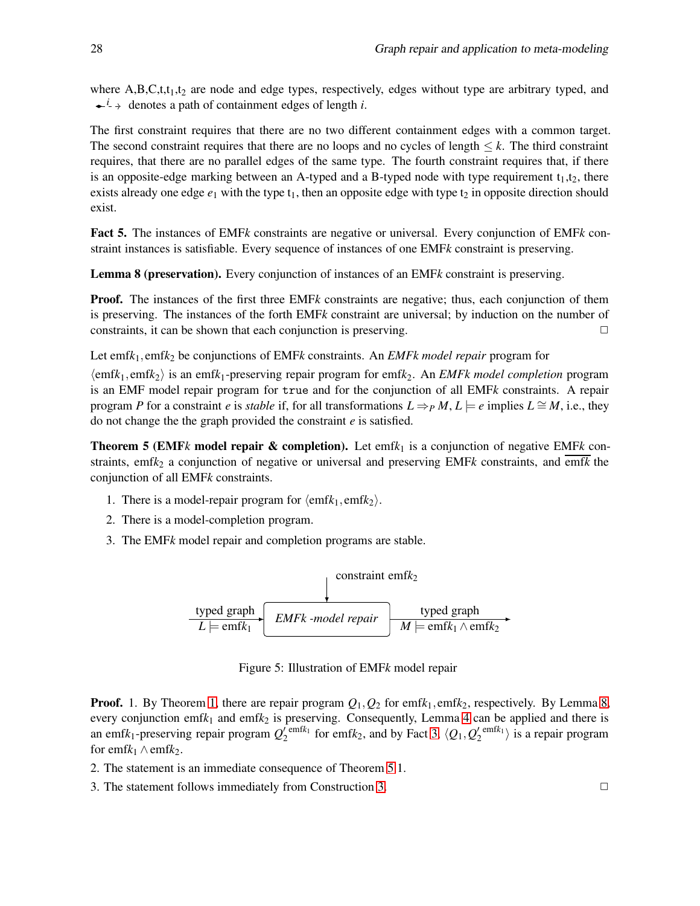where A,B,C,t,$t_1$,$t_2$ are node and edge types, respectively, edges without type are arbitrary typed, and $\overset{i}{\leftarrow\!\!-\!\!\rightarrow}$ denotes a path of containment edges of length $i$.

The first constraint requires that there are no two different containment edges with a common target. The second constraint requires that there are no loops and no cycles of length $\leq k$. The third constraint requires, that there are no parallel edges of the same type. The fourth constraint requires that, if there is an opposite-edge marking between an A-typed and a B-typed node with type requirement $t_1$,$t_2$, there exists already one edge $e_1$ with the type $t_1$, then an opposite edge with type $t_2$ in opposite direction should exist.

**Fact 5.** The instances of EMF$k$ constraints are negative or universal. Every conjunction of EMF$k$ constraint instances is satisfiable. Every sequence of instances of one EMF$k$ constraint is preserving.

**Lemma 8 (preservation).** Every conjunction of instances of an EMF$k$ constraint is preserving.

**Proof.** The instances of the first three EMF$k$ constraints are negative; thus, each conjunction of them is preserving. The instances of the forth EMF$k$ constraint are universal; by induction on the number of constraints, it can be shown that each conjunction is preserving. □

Let emf$k_1$, emf$k_2$ be conjunctions of EMF$k$ constraints. An *EMFk model repair* program for $\langle$emf$k_1$, emf$k_2\rangle$ is an emf$k_1$-preserving repair program for emf$k_2$. An *EMFk model completion* program is an EMF model repair program for `true` and for the conjunction of all EMF$k$ constraints. A repair program $P$ for a constraint $e$ is *stable* if, for all transformations $L \Rightarrow_P M$, $L \models e$ implies $L \cong M$, i.e., they do not change the the graph provided the constraint $e$ is satisfied.

**Theorem 5 (EMF$k$ model repair & completion).** Let emf$k_1$ is a conjunction of negative EMF$k$ constraints, emf$k_2$ a conjunction of negative or universal and preserving EMF$k$ constraints, and $\overline{\text{emf}k}$ the conjunction of all EMF$k$ constraints.

1. There is a model-repair program for $\langle$emf$k_1$, emf$k_2\rangle$.
2. There is a model-completion program.
3. The EMF$k$ model repair and completion programs are stable.

constraint emf$k_2$ → *EMFk -model repair*; typed graph $L \models$ emf$k_1$ → *EMFk -model repair* → typed graph $M \models$ emf$k_1 \wedge$ emf$k_2$

Figure 5: Illustration of EMF$k$ model repair

**Proof.** 1. By Theorem 1, there are repair program $Q_1, Q_2$ for emf$k_1$, emf$k_2$, respectively. By Lemma 8, every conjunction emf$k_1$ and emf$k_2$ is preserving. Consequently, Lemma 4 can be applied and there is an emf$k_1$-preserving repair program $Q_2'^{\text{emf}k_1}$ for emf$k_2$, and by Fact 3, $\langle Q_1, Q_2'^{\text{emf}k_1}\rangle$ is a repair program for emf$k_1 \wedge$ emf$k_2$.

2. The statement is an immediate consequence of Theorem 5 1.

3. The statement follows immediately from Construction 3. □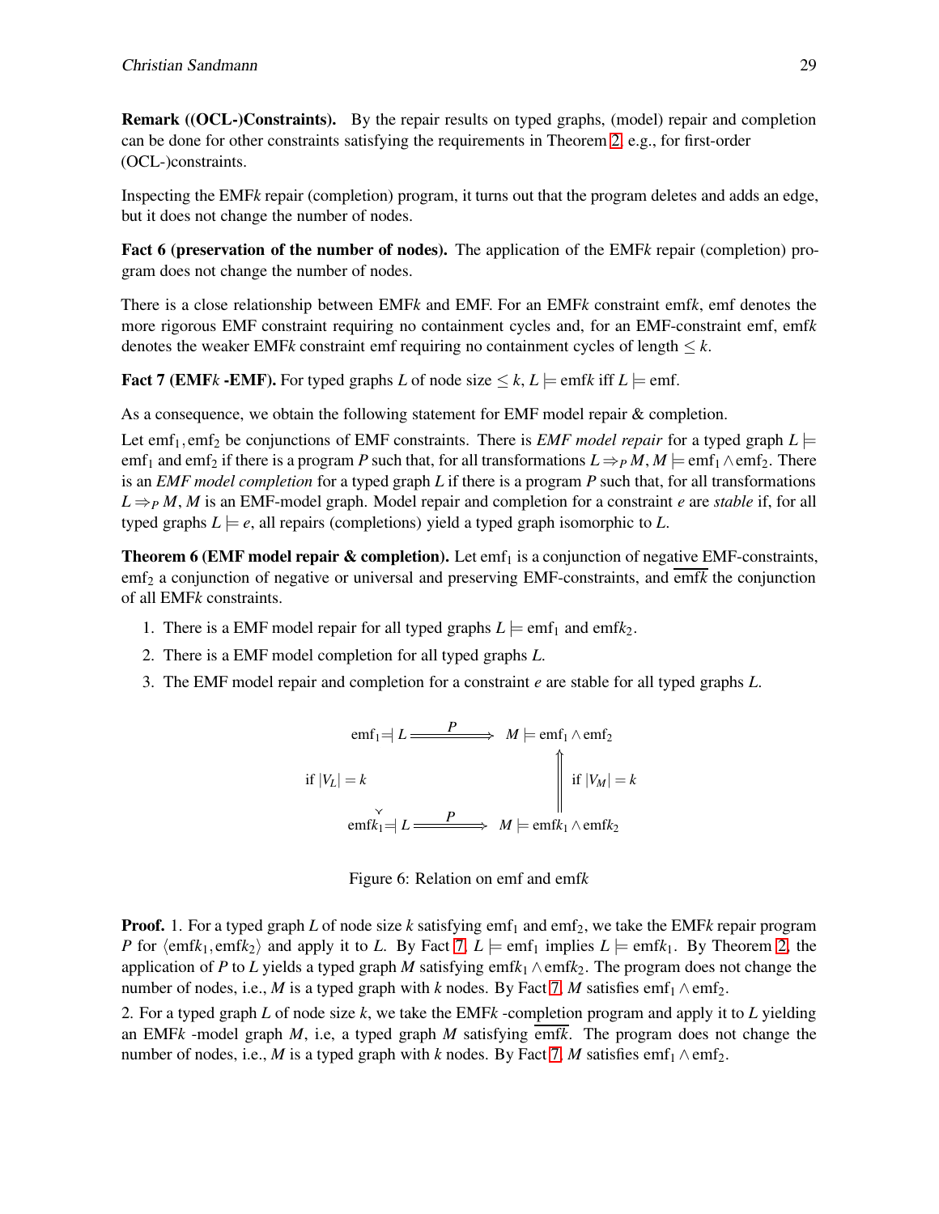**Remark ((OCL-)Constraints).** By the repair results on typed graphs, (model) repair and completion can be done for other constraints satisfying the requirements in Theorem 2, e.g., for first-order (OCL-)constraints.

Inspecting the EMF$k$ repair (completion) program, it turns out that the program deletes and adds an edge, but it does not change the number of nodes.

**Fact 6 (preservation of the number of nodes).** The application of the EMF$k$ repair (completion) program does not change the number of nodes.

There is a close relationship between EMF$k$ and EMF. For an EMF$k$ constraint emf$k$, emf denotes the more rigorous EMF constraint requiring no containment cycles and, for an EMF-constraint emf, emf$k$ denotes the weaker EMF$k$ constraint emf requiring no containment cycles of length $\leq k$.

**Fact 7 (EMF$k$ -EMF).** For typed graphs $L$ of node size $\leq k$, $L \models \text{emf}k$ iff $L \models \text{emf}$.

As a consequence, we obtain the following statement for EMF model repair & completion.

Let $\text{emf}_1, \text{emf}_2$ be conjunctions of EMF constraints. There is *EMF model repair* for a typed graph $L \models \text{emf}_1$ and $\text{emf}_2$ if there is a program $P$ such that, for all transformations $L \Rightarrow_P M$, $M \models \text{emf}_1 \wedge \text{emf}_2$. There is an *EMF model completion* for a typed graph $L$ if there is a program $P$ such that for all transformations $L \Rightarrow_P M$, $M$ is an EMF-model graph. Model repair and completion for a constraint $e$ are *stable* if, for all typed graphs $L \models e$, all repairs (completions) yield a typed graph isomorphic to $L$.

**Theorem 6 (EMF model repair & completion).** Let $\text{emf}_1$ is a conjunction of negative EMF-constraints, $\text{emf}_2$ a conjunction of negative or universal and preserving EMF-constraints, and $\overline{\text{emf}k}$ the conjunction of all EMF$k$ constraints.

1. There is a EMF model repair for all typed graphs $L \models \text{emf}_1$ and $\text{emf}k_2$.
2. There is a EMF model completion for all typed graphs $L$.
3. The EMF model repair and completion for a constraint $e$ are stable for all typed graphs $L$.

$$
\begin{array}{ccc}
\text{emf}_1 \models L & \overset{P}{\Longrightarrow} & M \models \text{emf}_1 \wedge \text{emf}_2 \\
\text{if } |V_L| = k \;\Downarrow & & \Uparrow \; \text{if } |V_M| = k \\
\text{emf}k_1 \models L & \overset{P}{\Longrightarrow} & M \models \text{emf}k_1 \wedge \text{emf}k_2
\end{array}
$$

Figure 6: Relation on emf and emf$k$

**Proof.** 1. For a typed graph $L$ of node size $k$ satisfying $\text{emf}_1$ and $\text{emf}_2$, we take the EMF$k$ repair program $P$ for $\langle \text{emf}k_1, \text{emf}k_2 \rangle$ and apply it to $L$. By Fact 7, $L \models \text{emf}_1$ implies $L \models \text{emf}k_1$. By Theorem 2, the application of $P$ to $L$ yields a typed graph $M$ satisfying $\text{emf}k_1 \wedge \text{emf}k_2$. The program does not change the number of nodes, i.e., $M$ is a typed graph with $k$ nodes. By Fact 7, $M$ satisfies $\text{emf}_1 \wedge \text{emf}_2$.

2. For a typed graph $L$ of node size $k$, we take the EMF$k$ -completion program and apply it to $L$ yielding an EMF$k$ -model graph $M$, i.e, a typed graph $M$ satisfying $\overline{\text{emf}k}$. The program does not change the number of nodes, i.e., $M$ is a typed graph with $k$ nodes. By Fact 7, $M$ satisfies $\text{emf}_1 \wedge \text{emf}_2$.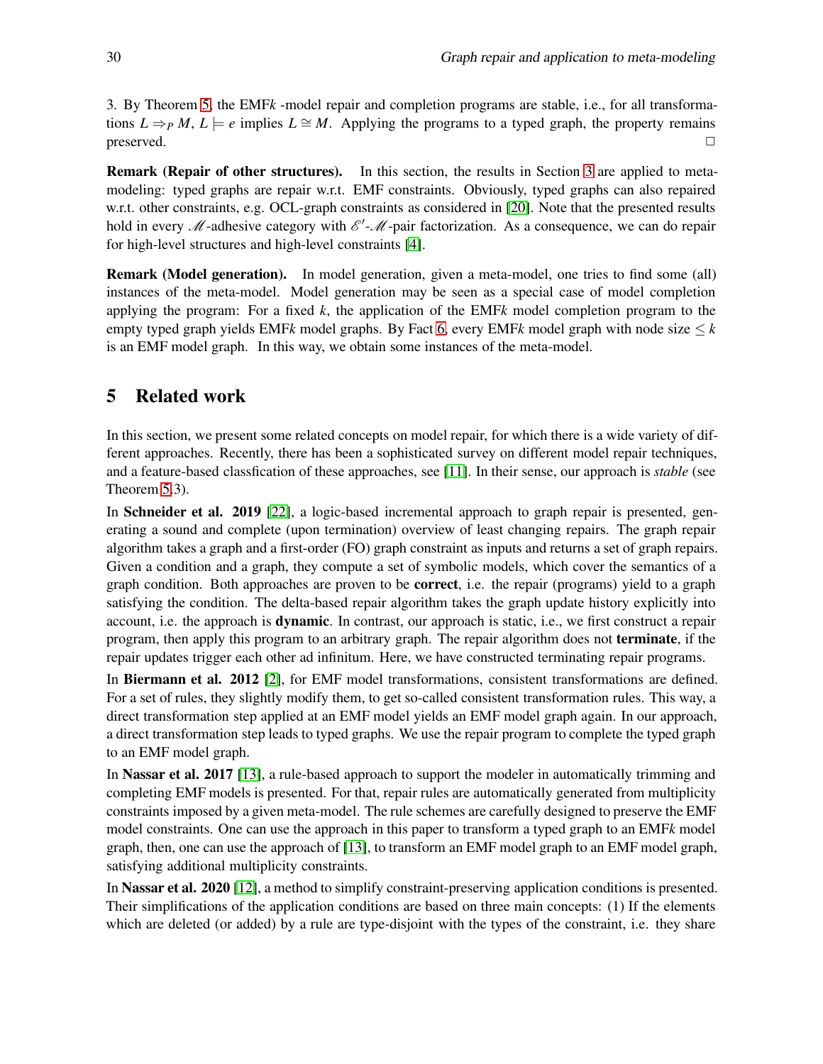3. By Theorem 5, the EMF$k$ -model repair and completion programs are stable, i.e., for all transformations $L \Rightarrow_P M$, $L \models e$ implies $L \cong M$. Applying the programs to a typed graph, the property remains preserved. □

**Remark (Repair of other structures).** In this section, the results in Section 3 are applied to meta-modeling: typed graphs are repair w.r.t. EMF constraints. Obviously, typed graphs can also repaired w.r.t. other constraints, e.g. OCL-graph constraints as considered in [20]. Note that the presented results hold in every $\mathscr{M}$-adhesive category with $\mathscr{E}'$-$\mathscr{M}$-pair factorization. As a consequence, we can do repair for high-level structures and high-level constraints [4].

**Remark (Model generation).** In model generation, given a meta-model, one tries to find some (all) instances of the meta-model. Model generation may be seen as a special case of model completion applying the program: For a fixed $k$, the application of the EMF$k$ model completion program to the empty typed graph yields EMF$k$ model graphs. By Fact 6, every EMF$k$ model graph with node size $\leq k$ is an EMF model graph. In this way, we obtain some instances of the meta-model.

## 5 Related work

In this section, we present some related concepts on model repair, for which there is a wide variety of different approaches. Recently, there has been a sophisticated survey on different model repair techniques, and a feature-based classfication of these approaches, see [11]. In their sense, our approach is *stable* (see Theorem 5.3).

In **Schneider et al. 2019** [22], a logic-based incremental approach to graph repair is presented, generating a sound and complete (upon termination) overview of least changing repairs. The graph repair algorithm takes a graph and a first-order (FO) graph constraint as inputs and returns a set of graph repairs. Given a condition and a graph, they compute a set of symbolic models, which cover the semantics of a graph condition. Both approaches are proven to be **correct**, i.e. the repair (programs) yield to a graph satisfying the condition. The delta-based repair algorithm takes the graph update history explicitly into account, i.e. the approach is **dynamic**. In contrast, our approach is static, i.e., we first construct a repair program, then apply this program to an arbitrary graph. The repair algorithm does not **terminate**, if the repair updates trigger each other ad infinitum. Here, we have constructed terminating repair programs.

In **Biermann et al. 2012** [2], for EMF model transformations, consistent transformations are defined. For a set of rules, they slightly modify them, to get so-called consistent transformation rules. This way, a direct transformation step applied at an EMF model yields an EMF model graph again. In our approach, a direct transformation step leads to typed graphs. We use the repair program to complete the typed graph to an EMF model graph.

In **Nassar et al. 2017** [13], a rule-based approach to support the modeler in automatically trimming and completing EMF models is presented. For that, repair rules are automatically generated from multiplicity constraints imposed by a given meta-model. The rule schemes are carefully designed to preserve the EMF model constraints. One can use the approach in this paper to transform a typed graph to an EMF$k$ model graph, then, one can use the approach of [13], to transform an EMF model graph to an EMF model graph, satisfying additional multiplicity constraints.

In **Nassar et al. 2020** [12], a method to simplify constraint-preserving application conditions is presented. Their simplifications of the application conditions are based on three main concepts: (1) If the elements which are deleted (or added) by a rule are type-disjoint with the types of the constraint, i.e. they share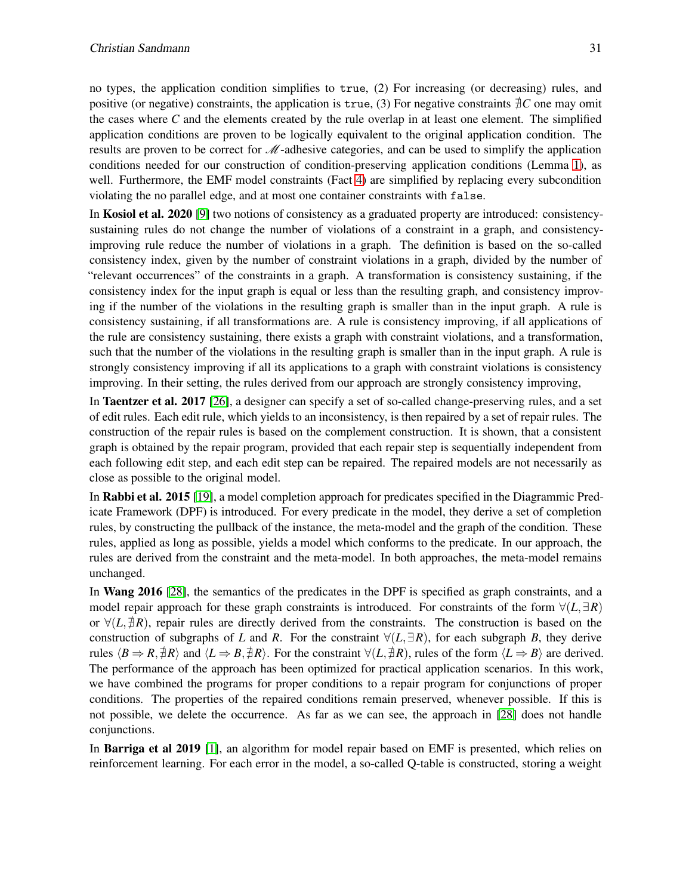no types, the application condition simplifies to `true`, (2) For increasing (or decreasing) rules, and positive (or negative) constraints, the application is `true`, (3) For negative constraints $\nexists C$ one may omit the cases where $C$ and the elements created by the rule overlap in at least one element. The simplified application conditions are proven to be logically equivalent to the original application condition. The results are proven to be correct for $\mathscr{M}$-adhesive categories, and can be used to simplify the application conditions needed for our construction of condition-preserving application conditions (Lemma 1), as well. Furthermore, the EMF model constraints (Fact 4) are simplified by replacing every subcondition violating the no parallel edge, and at most one container constraints with `false`.

In **Kosiol et al. 2020** [9] two notions of consistency as a graduated property are introduced: consistency-sustaining rules do not change the number of violations of a constraint in a graph, and consistency-improving rule reduce the number of violations in a graph. The definition is based on the so-called consistency index, given by the number of constraint violations in a graph, divided by the number of "relevant occurrences" of the constraints in a graph. A transformation is consistency sustaining, if the consistency index for the input graph is equal or less than the resulting graph, and consistency improving if the number of the violations in the resulting graph is smaller than in the input graph. A rule is consistency sustaining, if all transformations are. A rule is consistency improving, if all applications of the rule are consistency sustaining, there exists a graph with constraint violations, and a transformation, such that the number of the violations in the resulting graph is smaller than in the input graph. A rule is strongly consistency improving if all its applications to a graph with constraint violations is consistency improving. In their setting, the rules derived from our approach are strongly consistency improving,

In **Taentzer et al. 2017** [26], a designer can specify a set of so-called change-preserving rules, and a set of edit rules. Each edit rule, which yields to an inconsistency, is then repaired by a set of repair rules. The construction of the repair rules is based on the complement construction. It is shown, that a consistent graph is obtained by the repair program, provided that each repair step is sequentially independent from each following edit step, and each edit step can be repaired. The repaired models are not necessarily as close as possible to the original model.

In **Rabbi et al. 2015** [19], a model completion approach for predicates specified in the Diagrammic Predicate Framework (DPF) is introduced. For every predicate in the model, they derive a set of completion rules, by constructing the pullback of the instance, the meta-model and the graph of the condition. These rules, applied as long as possible, yields a model which conforms to the predicate. In our approach, the rules are derived from the constraint and the meta-model. In both approaches, the meta-model remains unchanged.

In **Wang 2016** [28], the semantics of the predicates in the DPF is specified as graph constraints, and a model repair approach for these graph constraints is introduced. For constraints of the form $\forall(L, \exists R)$ or $\forall(L, \nexists R)$, repair rules are directly derived from the constraints. The construction is based on the construction of subgraphs of $L$ and $R$. For the constraint $\forall(L, \exists R)$, for each subgraph $B$, they derive rules $\langle B \Rightarrow R, \nexists R \rangle$ and $\langle L \Rightarrow B, \nexists R \rangle$. For the constraint $\forall(L, \nexists R)$, rules of the form $\langle L \Rightarrow B \rangle$ are derived. The performance of the approach has been optimized for practical application scenarios. In this work, we have combined the programs for proper conditions to a repair program for conjunctions of proper conditions. The properties of the repaired conditions remain preserved, whenever possible. If this is not possible, we delete the occurrence. As far as we can see, the approach in [28] does not handle conjunctions.

In **Barriga et al 2019** [1], an algorithm for model repair based on EMF is presented, which relies on reinforcement learning. For each error in the model, a so-called Q-table is constructed, storing a weight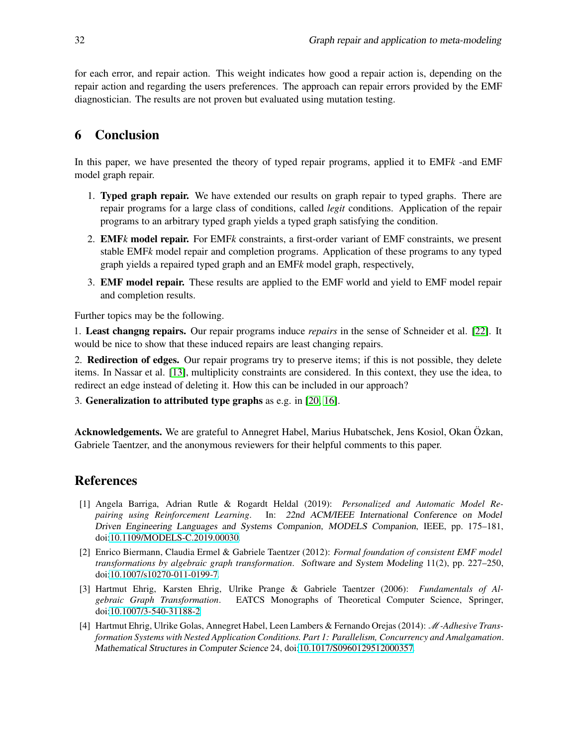for each error, and repair action. This weight indicates how good a repair action is, depending on the repair action and regarding the users preferences. The approach can repair errors provided by the EMF diagnostician. The results are not proven but evaluated using mutation testing.

## 6 Conclusion

In this paper, we have presented the theory of typed repair programs, applied it to EMF*k* -and EMF model graph repair.

1. **Typed graph repair.** We have extended our results on graph repair to typed graphs. There are repair programs for a large class of conditions, called *legit* conditions. Application of the repair programs to an arbitrary typed graph yields a typed graph satisfying the condition.
2. **EMF*k* model repair.** For EMF*k* constraints, a first-order variant of EMF constraints, we present stable EMF*k* model repair and completion programs. Application of these programs to any typed graph yields a repaired typed graph and an EMF*k* model graph, respectively,
3. **EMF model repair.** These results are applied to the EMF world and yield to EMF model repair and completion results.

Further topics may be the following.

1. **Least changng repairs.** Our repair programs induce *repairs* in the sense of Schneider et al. [22]. It would be nice to show that these induced repairs are least changing repairs.

2. **Redirection of edges.** Our repair programs try to preserve items; if this is not possible, they delete items. In Nassar et al. [13], multiplicity constraints are considered. In this context, they use the idea, to redirect an edge instead of deleting it. How this can be included in our approach?

3. **Generalization to attributed type graphs** as e.g. in [20, 16].

**Acknowledgements.** We are grateful to Annegret Habel, Marius Hubatschek, Jens Kosiol, Okan Özkan, Gabriele Taentzer, and the anonymous reviewers for their helpful comments to this paper.

## References

[1] Angela Barriga, Adrian Rutle & Rogardt Heldal (2019): *Personalized and Automatic Model Repairing using Reinforcement Learning*. In: 22nd ACM/IEEE International Conference on Model Driven Engineering Languages and Systems Companion, MODELS Companion, IEEE, pp. 175–181, doi:10.1109/MODELS-C.2019.00030.

[2] Enrico Biermann, Claudia Ermel & Gabriele Taentzer (2012): *Formal foundation of consistent EMF model transformations by algebraic graph transformation*. Software and System Modeling 11(2), pp. 227–250, doi:10.1007/s10270-011-0199-7.

[3] Hartmut Ehrig, Karsten Ehrig, Ulrike Prange & Gabriele Taentzer (2006): *Fundamentals of Algebraic Graph Transformation*. EATCS Monographs of Theoretical Computer Science, Springer, doi:10.1007/3-540-31188-2.

[4] Hartmut Ehrig, Ulrike Golas, Annegret Habel, Leen Lambers & Fernando Orejas (2014): *$\mathscr{M}$-Adhesive Transformation Systems with Nested Application Conditions. Part 1: Parallelism, Concurrency and Amalgamation*. Mathematical Structures in Computer Science 24, doi:10.1017/S0960129512000357.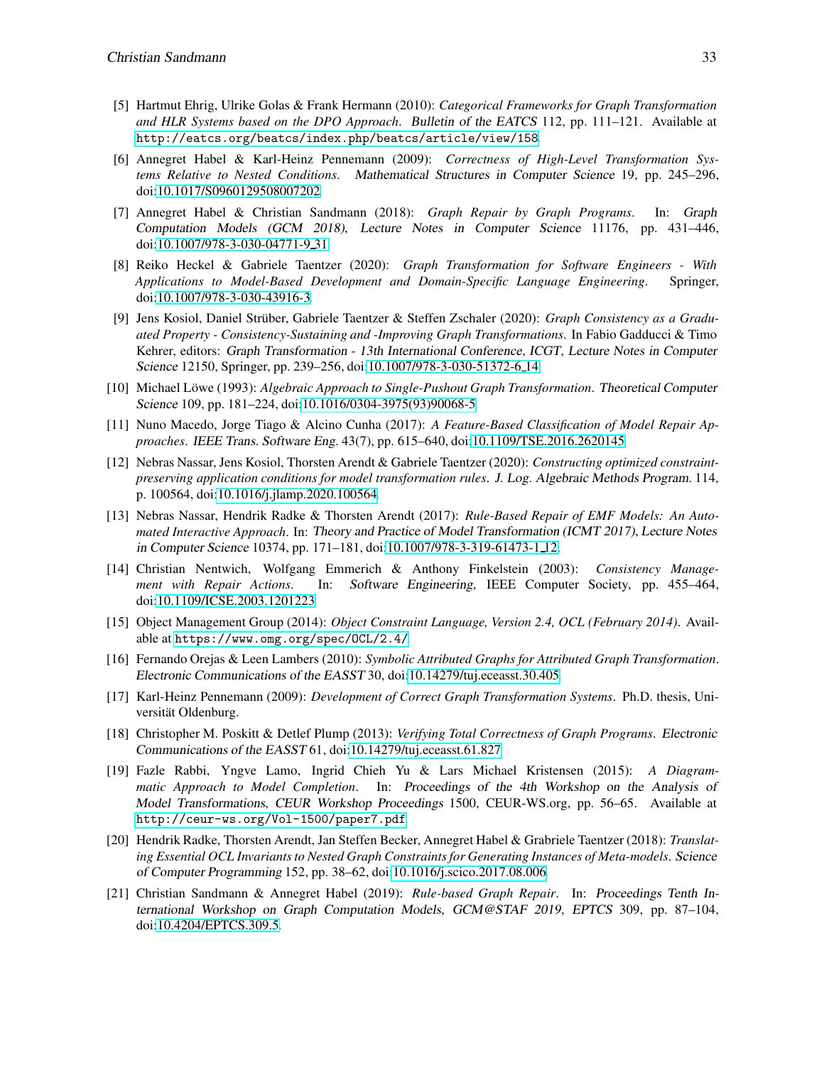[5] Hartmut Ehrig, Ulrike Golas & Frank Hermann (2010): *Categorical Frameworks for Graph Transformation and HLR Systems based on the DPO Approach*. Bulletin of the EATCS 112, pp. 111–121. Available at `http://eatcs.org/beatcs/index.php/beatcs/article/view/158`.

[6] Annegret Habel & Karl-Heinz Pennemann (2009): *Correctness of High-Level Transformation Systems Relative to Nested Conditions*. Mathematical Structures in Computer Science 19, pp. 245–296, doi:10.1017/S0960129508007202.

[7] Annegret Habel & Christian Sandmann (2018): *Graph Repair by Graph Programs*. In: Graph Computation Models (GCM 2018), Lecture Notes in Computer Science 11176, pp. 431–446, doi:10.1007/978-3-030-04771-9_31.

[8] Reiko Heckel & Gabriele Taentzer (2020): *Graph Transformation for Software Engineers - With Applications to Model-Based Development and Domain-Specific Language Engineering*. Springer, doi:10.1007/978-3-030-43916-3.

[9] Jens Kosiol, Daniel Strüber, Gabriele Taentzer & Steffen Zschaler (2020): *Graph Consistency as a Graduated Property - Consistency-Sustaining and -Improving Graph Transformations*. In Fabio Gadducci & Timo Kehrer, editors: Graph Transformation - 13th International Conference, ICGT, Lecture Notes in Computer Science 12150, Springer, pp. 239–256, doi:10.1007/978-3-030-51372-6_14.

[10] Michael Löwe (1993): *Algebraic Approach to Single-Pushout Graph Transformation*. Theoretical Computer Science 109, pp. 181–224, doi:10.1016/0304-3975(93)90068-5.

[11] Nuno Macedo, Jorge Tiago & Alcino Cunha (2017): *A Feature-Based Classification of Model Repair Approaches*. IEEE Trans. Software Eng. 43(7), pp. 615–640, doi:10.1109/TSE.2016.2620145.

[12] Nebras Nassar, Jens Kosiol, Thorsten Arendt & Gabriele Taentzer (2020): *Constructing optimized constraint-preserving application conditions for model transformation rules*. J. Log. Algebraic Methods Program. 114, p. 100564, doi:10.1016/j.jlamp.2020.100564.

[13] Nebras Nassar, Hendrik Radke & Thorsten Arendt (2017): *Rule-Based Repair of EMF Models: An Automated Interactive Approach*. In: Theory and Practice of Model Transformation (ICMT 2017), Lecture Notes in Computer Science 10374, pp. 171–181, doi:10.1007/978-3-319-61473-1_12.

[14] Christian Nentwich, Wolfgang Emmerich & Anthony Finkelstein (2003): *Consistency Management with Repair Actions*. In: Software Engineering, IEEE Computer Society, pp. 455–464, doi:10.1109/ICSE.2003.1201223.

[15] Object Management Group (2014): *Object Constraint Language, Version 2.4, OCL (February 2014)*. Available at `https://www.omg.org/spec/OCL/2.4/`.

[16] Fernando Orejas & Leen Lambers (2010): *Symbolic Attributed Graphs for Attributed Graph Transformation*. Electronic Communications of the EASST 30, doi:10.14279/tuj.eceasst.30.405.

[17] Karl-Heinz Pennemann (2009): *Development of Correct Graph Transformation Systems*. Ph.D. thesis, Universität Oldenburg.

[18] Christopher M. Poskitt & Detlef Plump (2013): *Verifying Total Correctness of Graph Programs*. Electronic Communications of the EASST 61, doi:10.14279/tuj.eceasst.61.827.

[19] Fazle Rabbi, Yngve Lamo, Ingrid Chieh Yu & Lars Michael Kristensen (2015): *A Diagrammatic Approach to Model Completion*. In: Proceedings of the 4th Workshop on the Analysis of Model Transformations, CEUR Workshop Proceedings 1500, CEUR-WS.org, pp. 56–65. Available at `http://ceur-ws.org/Vol-1500/paper7.pdf`.

[20] Hendrik Radke, Thorsten Arendt, Jan Steffen Becker, Annegret Habel & Grabriele Taentzer (2018): *Translating Essential OCL Invariants to Nested Graph Constraints for Generating Instances of Meta-models*. Science of Computer Programming 152, pp. 38–62, doi:10.1016/j.scico.2017.08.006.

[21] Christian Sandmann & Annegret Habel (2019): *Rule-based Graph Repair*. In: Proceedings Tenth International Workshop on Graph Computation Models, GCM@STAF 2019, EPTCS 309, pp. 87–104, doi:10.4204/EPTCS.309.5.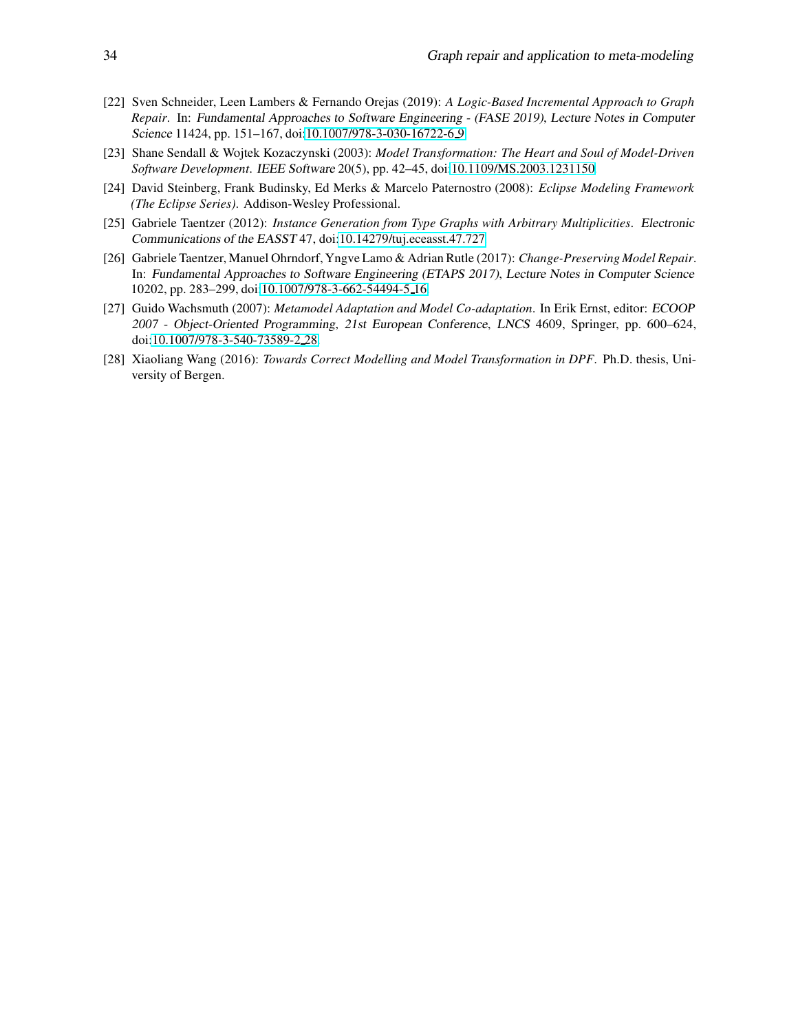[22] Sven Schneider, Leen Lambers & Fernando Orejas (2019): *A Logic-Based Incremental Approach to Graph Repair*. In: Fundamental Approaches to Software Engineering - (FASE 2019), Lecture Notes in Computer Science 11424, pp. 151–167, doi:10.1007/978-3-030-16722-6_9.

[23] Shane Sendall & Wojtek Kozaczynski (2003): *Model Transformation: The Heart and Soul of Model-Driven Software Development*. IEEE Software 20(5), pp. 42–45, doi:10.1109/MS.2003.1231150.

[24] David Steinberg, Frank Budinsky, Ed Merks & Marcelo Paternostro (2008): *Eclipse Modeling Framework (The Eclipse Series)*. Addison-Wesley Professional.

[25] Gabriele Taentzer (2012): *Instance Generation from Type Graphs with Arbitrary Multiplicities*. Electronic Communications of the EASST 47, doi:10.14279/tuj.eceasst.47.727.

[26] Gabriele Taentzer, Manuel Ohrndorf, Yngve Lamo & Adrian Rutle (2017): *Change-Preserving Model Repair*. In: Fundamental Approaches to Software Engineering (ETAPS 2017), Lecture Notes in Computer Science 10202, pp. 283–299, doi:10.1007/978-3-662-54494-5_16.

[27] Guido Wachsmuth (2007): *Metamodel Adaptation and Model Co-adaptation*. In Erik Ernst, editor: ECOOP 2007 - Object-Oriented Programming, 21st European Conference, LNCS 4609, Springer, pp. 600–624, doi:10.1007/978-3-540-73589-2_28.

[28] Xiaoliang Wang (2016): *Towards Correct Modelling and Model Transformation in DPF*. Ph.D. thesis, University of Bergen.